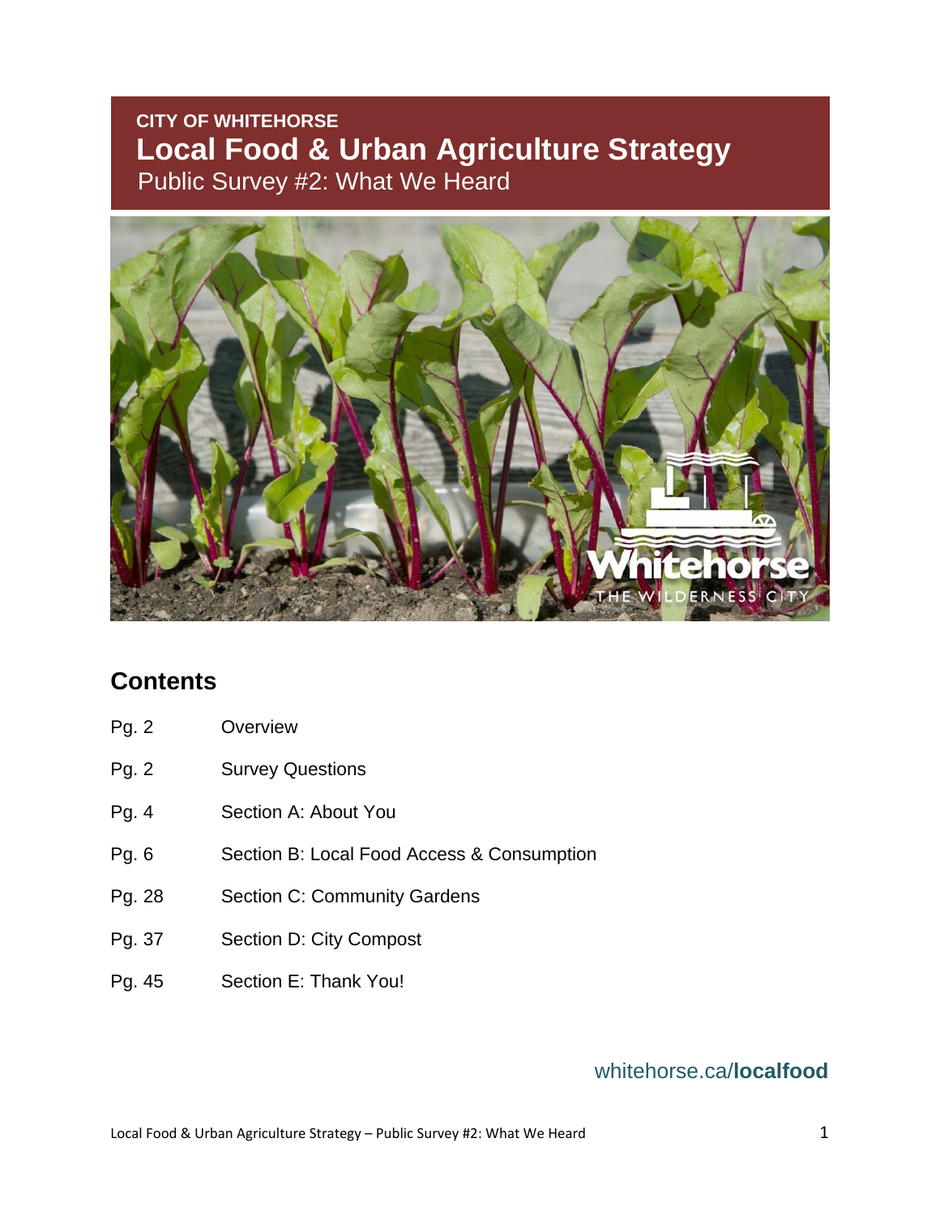**CITY OF WHITEHORSE**

# Local Food & Urban Agriculture Strategy

## Public Survey #2: What We Heard

## Contents

| | |
|---|---|
| Pg. 2 | Overview |
| Pg. 2 | Survey Questions |
| Pg. 4 | Section A: About You |
| Pg. 6 | Section B: Local Food Access & Consumption |
| Pg. 28 | Section C: Community Gardens |
| Pg. 37 | Section D: City Compost |
| Pg. 45 | Section E: Thank You! |

whitehorse.ca/**localfood**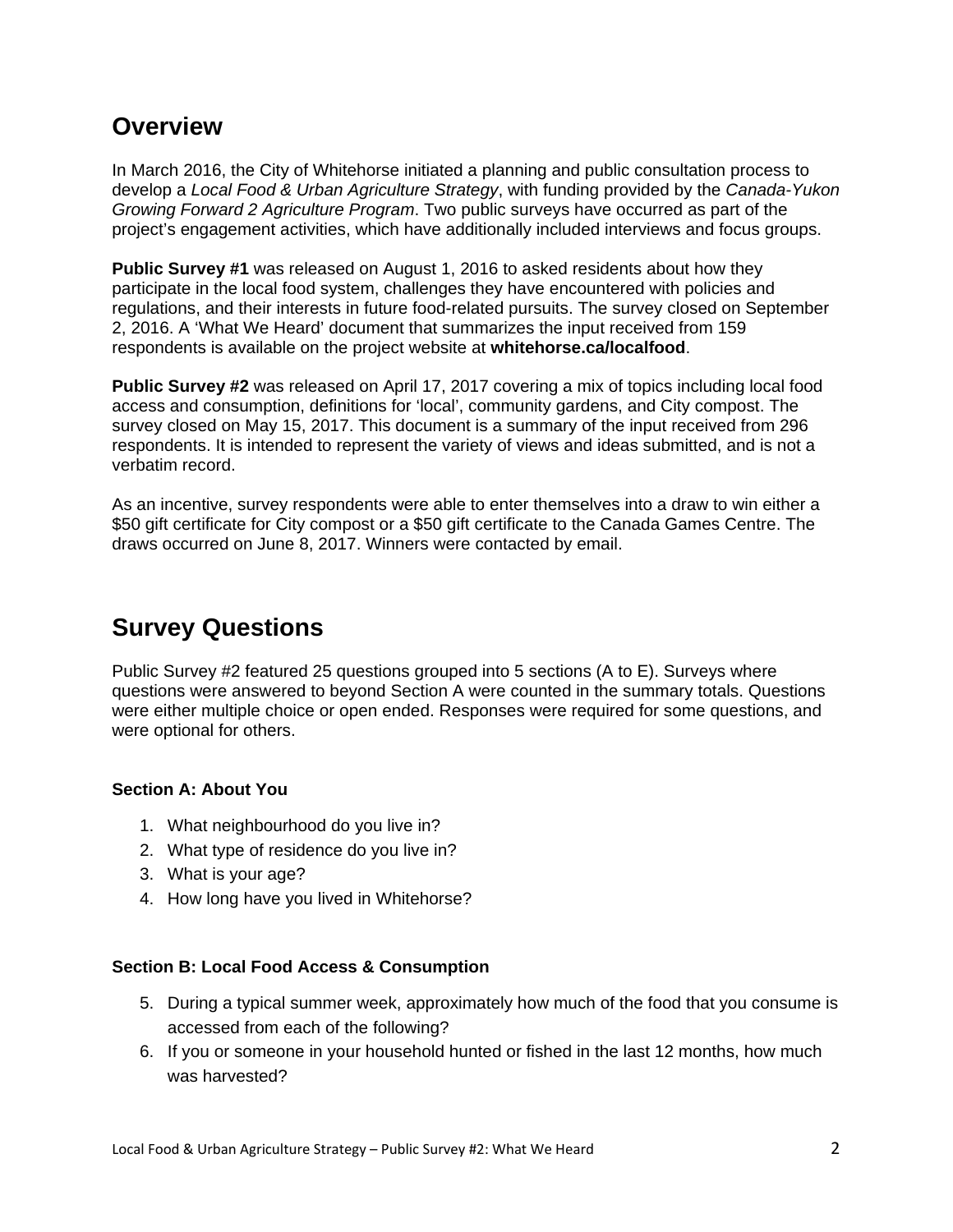## Overview

In March 2016, the City of Whitehorse initiated a planning and public consultation process to develop a *Local Food & Urban Agriculture Strategy*, with funding provided by the *Canada-Yukon Growing Forward 2 Agriculture Program*. Two public surveys have occurred as part of the project's engagement activities, which have additionally included interviews and focus groups.

**Public Survey #1** was released on August 1, 2016 to asked residents about how they participate in the local food system, challenges they have encountered with policies and regulations, and their interests in future food-related pursuits. The survey closed on September 2, 2016. A 'What We Heard' document that summarizes the input received from 159 respondents is available on the project website at **whitehorse.ca/localfood**.

**Public Survey #2** was released on April 17, 2017 covering a mix of topics including local food access and consumption, definitions for 'local', community gardens, and City compost. The survey closed on May 15, 2017. This document is a summary of the input received from 296 respondents. It is intended to represent the variety of views and ideas submitted, and is not a verbatim record.

As an incentive, survey respondents were able to enter themselves into a draw to win either a $50 gift certificate for City compost or a $50 gift certificate to the Canada Games Centre. The draws occurred on June 8, 2017. Winners were contacted by email.

## Survey Questions

Public Survey #2 featured 25 questions grouped into 5 sections (A to E). Surveys where questions were answered to beyond Section A were counted in the summary totals. Questions were either multiple choice or open ended. Responses were required for some questions, and were optional for others.

### Section A: About You

1. What neighbourhood do you live in?
2. What type of residence do you live in?
3. What is your age?
4. How long have you lived in Whitehorse?

### Section B: Local Food Access & Consumption

5. During a typical summer week, approximately how much of the food that you consume is accessed from each of the following?
6. If you or someone in your household hunted or fished in the last 12 months, how much was harvested?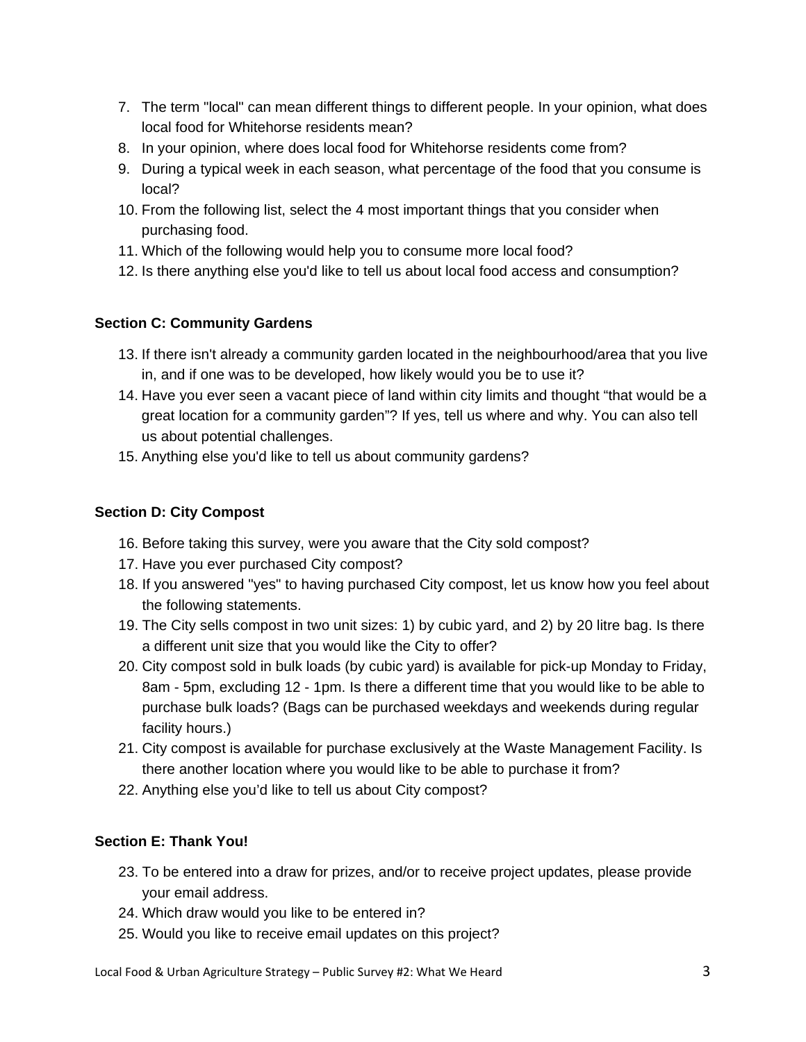7. The term "local" can mean different things to different people. In your opinion, what does local food for Whitehorse residents mean?
8. In your opinion, where does local food for Whitehorse residents come from?
9. During a typical week in each season, what percentage of the food that you consume is local?
10. From the following list, select the 4 most important things that you consider when purchasing food.
11. Which of the following would help you to consume more local food?
12. Is there anything else you'd like to tell us about local food access and consumption?

**Section C: Community Gardens**

13. If there isn't already a community garden located in the neighbourhood/area that you live in, and if one was to be developed, how likely would you be to use it?
14. Have you ever seen a vacant piece of land within city limits and thought "that would be a great location for a community garden"? If yes, tell us where and why. You can also tell us about potential challenges.
15. Anything else you'd like to tell us about community gardens?

**Section D: City Compost**

16. Before taking this survey, were you aware that the City sold compost?
17. Have you ever purchased City compost?
18. If you answered "yes" to having purchased City compost, let us know how you feel about the following statements.
19. The City sells compost in two unit sizes: 1) by cubic yard, and 2) by 20 litre bag. Is there a different unit size that you would like the City to offer?
20. City compost sold in bulk loads (by cubic yard) is available for pick-up Monday to Friday, 8am - 5pm, excluding 12 - 1pm. Is there a different time that you would like to be able to purchase bulk loads? (Bags can be purchased weekdays and weekends during regular facility hours.)
21. City compost is available for purchase exclusively at the Waste Management Facility. Is there another location where you would like to be able to purchase it from?
22. Anything else you'd like to tell us about City compost?

**Section E: Thank You!**

23. To be entered into a draw for prizes, and/or to receive project updates, please provide your email address.
24. Which draw would you like to be entered in?
25. Would you like to receive email updates on this project?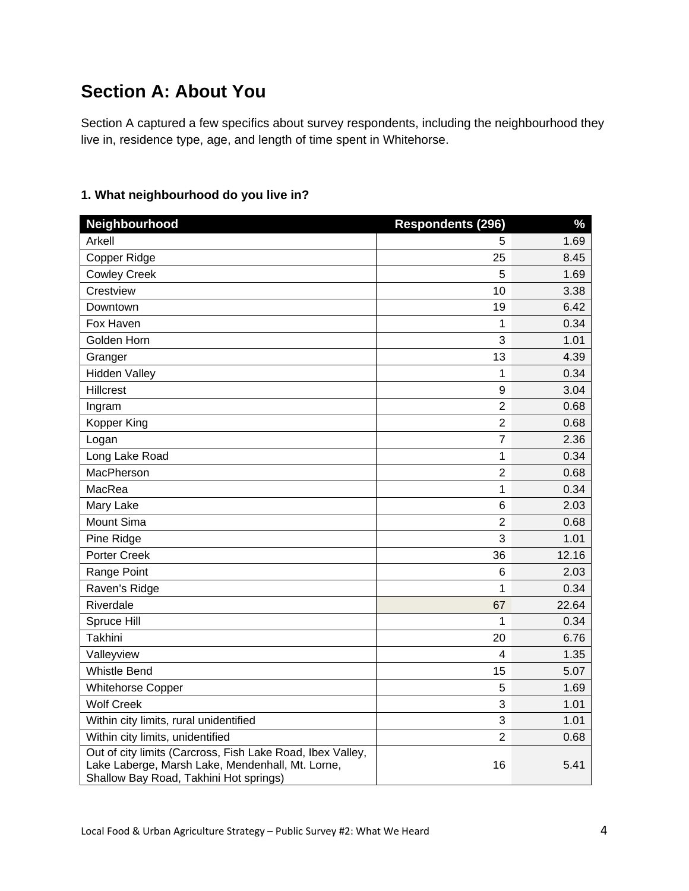# Section A: About You

Section A captured a few specifics about survey respondents, including the neighbourhood they live in, residence type, age, and length of time spent in Whitehorse.

**1. What neighbourhood do you live in?**

| Neighbourhood | Respondents (296) | % |
|---|---|---|
| Arkell | 5 | 1.69 |
| Copper Ridge | 25 | 8.45 |
| Cowley Creek | 5 | 1.69 |
| Crestview | 10 | 3.38 |
| Downtown | 19 | 6.42 |
| Fox Haven | 1 | 0.34 |
| Golden Horn | 3 | 1.01 |
| Granger | 13 | 4.39 |
| Hidden Valley | 1 | 0.34 |
| Hillcrest | 9 | 3.04 |
| Ingram | 2 | 0.68 |
| Kopper King | 2 | 0.68 |
| Logan | 7 | 2.36 |
| Long Lake Road | 1 | 0.34 |
| MacPherson | 2 | 0.68 |
| MacRea | 1 | 0.34 |
| Mary Lake | 6 | 2.03 |
| Mount Sima | 2 | 0.68 |
| Pine Ridge | 3 | 1.01 |
| Porter Creek | 36 | 12.16 |
| Range Point | 6 | 2.03 |
| Raven's Ridge | 1 | 0.34 |
| Riverdale | 67 | 22.64 |
| Spruce Hill | 1 | 0.34 |
| Takhini | 20 | 6.76 |
| Valleyview | 4 | 1.35 |
| Whistle Bend | 15 | 5.07 |
| Whitehorse Copper | 5 | 1.69 |
| Wolf Creek | 3 | 1.01 |
| Within city limits, rural unidentified | 3 | 1.01 |
| Within city limits, unidentified | 2 | 0.68 |
| Out of city limits (Carcross, Fish Lake Road, Ibex Valley, Lake Laberge, Marsh Lake, Mendenhall, Mt. Lorne, Shallow Bay Road, Takhini Hot springs) | 16 | 5.41 |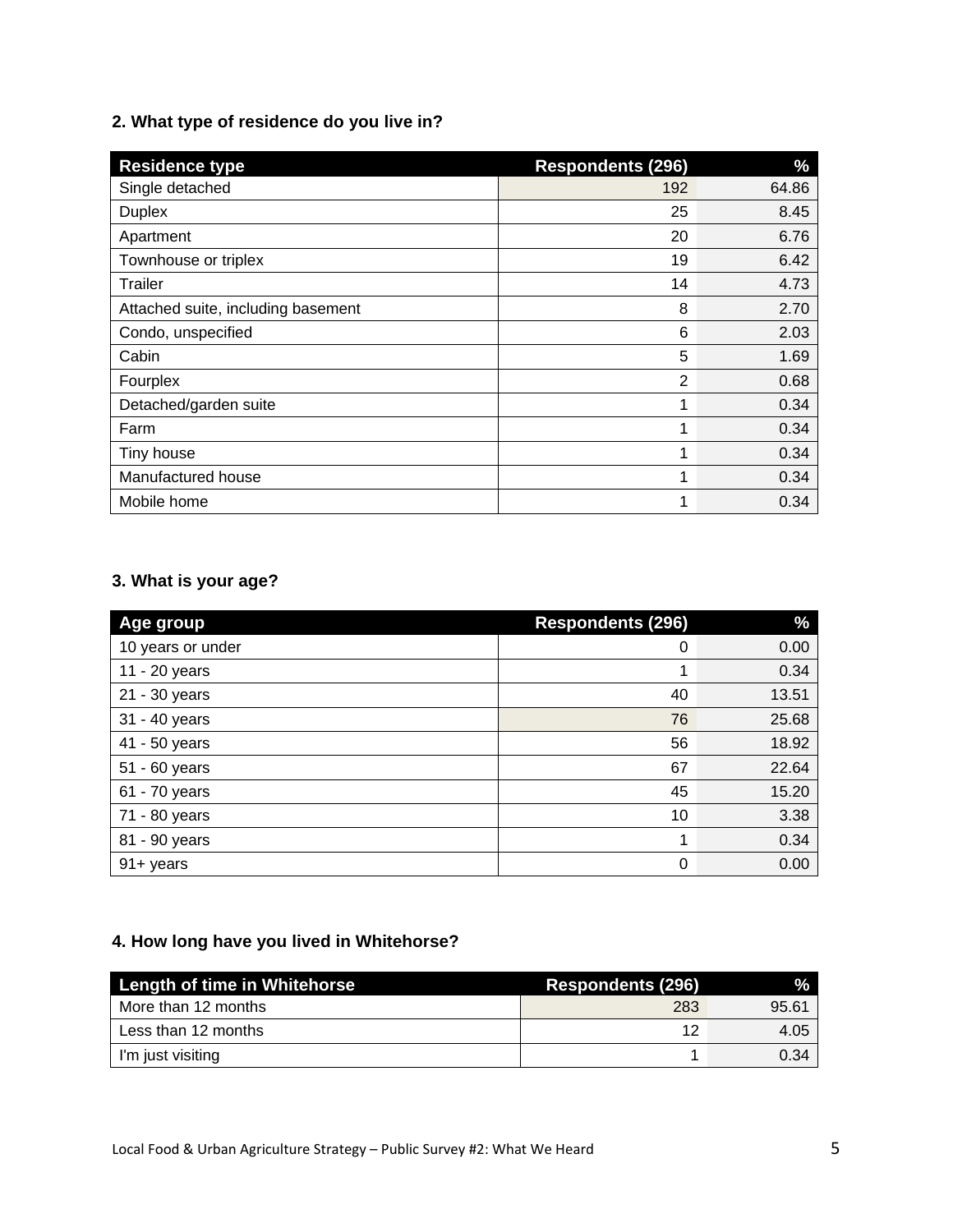**2. What type of residence do you live in?**

| Residence type | Respondents (296) | % |
|---|---|---|
| Single detached | 192 | 64.86 |
| Duplex | 25 | 8.45 |
| Apartment | 20 | 6.76 |
| Townhouse or triplex | 19 | 6.42 |
| Trailer | 14 | 4.73 |
| Attached suite, including basement | 8 | 2.70 |
| Condo, unspecified | 6 | 2.03 |
| Cabin | 5 | 1.69 |
| Fourplex | 2 | 0.68 |
| Detached/garden suite | 1 | 0.34 |
| Farm | 1 | 0.34 |
| Tiny house | 1 | 0.34 |
| Manufactured house | 1 | 0.34 |
| Mobile home | 1 | 0.34 |

**3. What is your age?**

| Age group | Respondents (296) | % |
|---|---|---|
| 10 years or under | 0 | 0.00 |
| 11 - 20 years | 1 | 0.34 |
| 21 - 30 years | 40 | 13.51 |
| 31 - 40 years | 76 | 25.68 |
| 41 - 50 years | 56 | 18.92 |
| 51 - 60 years | 67 | 22.64 |
| 61 - 70 years | 45 | 15.20 |
| 71 - 80 years | 10 | 3.38 |
| 81 - 90 years | 1 | 0.34 |
| 91+ years | 0 | 0.00 |

**4. How long have you lived in Whitehorse?**

| Length of time in Whitehorse | Respondents (296) | % |
|---|---|---|
| More than 12 months | 283 | 95.61 |
| Less than 12 months | 12 | 4.05 |
| I'm just visiting | 1 | 0.34 |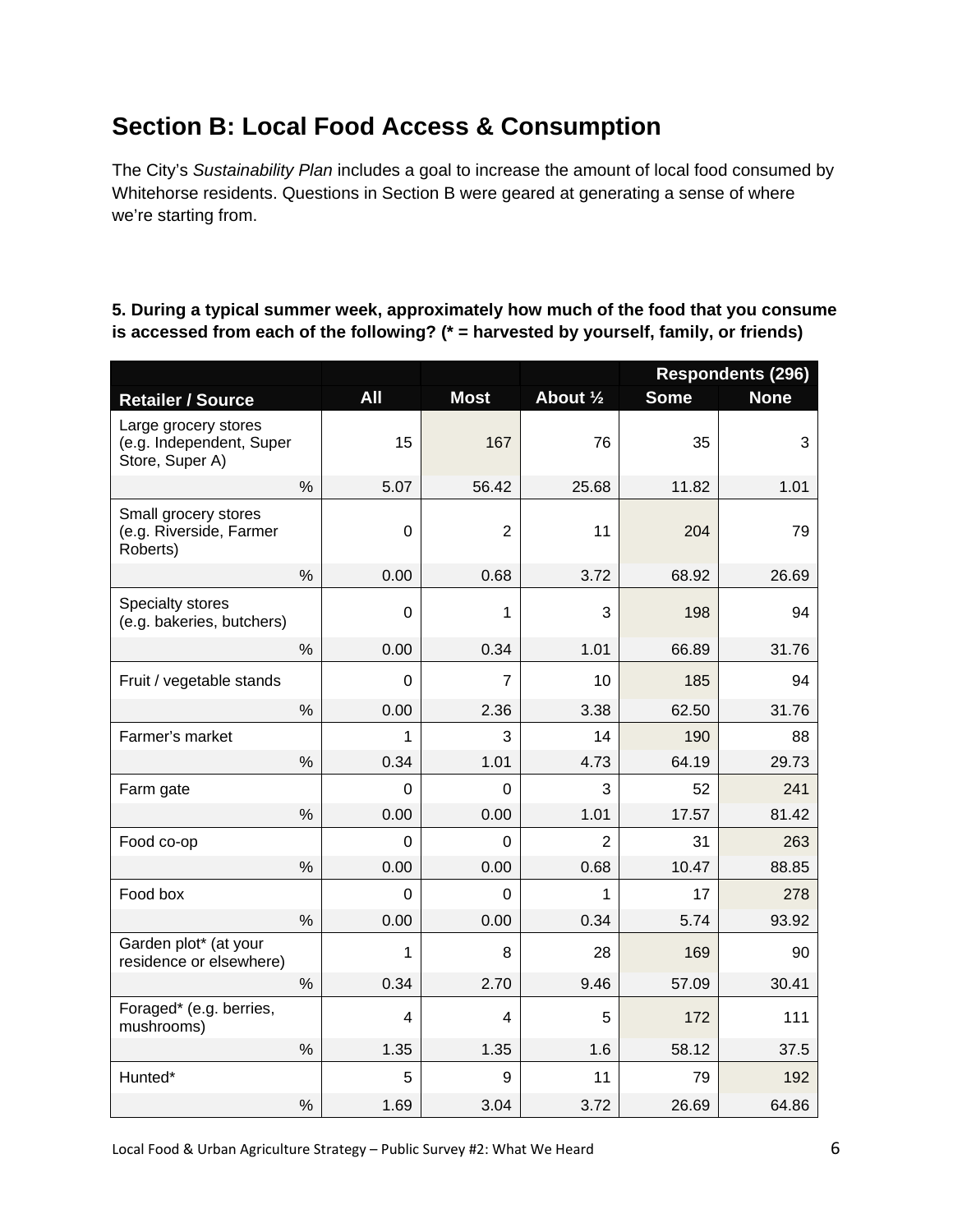## Section B: Local Food Access & Consumption

The City's *Sustainability Plan* includes a goal to increase the amount of local food consumed by Whitehorse residents. Questions in Section B were geared at generating a sense of where we're starting from.

**5. During a typical summer week, approximately how much of the food that you consume is accessed from each of the following? (* = harvested by yourself, family, or friends)**

| | | | | Respondents (296) | |
|---|---|---|---|---|---|
| **Retailer / Source** | **All** | **Most** | **About ½** | **Some** | **None** |
| Large grocery stores (e.g. Independent, Super Store, Super A) | 15 | 167 | 76 | 35 | 3 |
| % | 5.07 | 56.42 | 25.68 | 11.82 | 1.01 |
| Small grocery stores (e.g. Riverside, Farmer Roberts) | 0 | 2 | 11 | 204 | 79 |
| % | 0.00 | 0.68 | 3.72 | 68.92 | 26.69 |
| Specialty stores (e.g. bakeries, butchers) | 0 | 1 | 3 | 198 | 94 |
| % | 0.00 | 0.34 | 1.01 | 66.89 | 31.76 |
| Fruit / vegetable stands | 0 | 7 | 10 | 185 | 94 |
| % | 0.00 | 2.36 | 3.38 | 62.50 | 31.76 |
| Farmer's market | 1 | 3 | 14 | 190 | 88 |
| % | 0.34 | 1.01 | 4.73 | 64.19 | 29.73 |
| Farm gate | 0 | 0 | 3 | 52 | 241 |
| % | 0.00 | 0.00 | 1.01 | 17.57 | 81.42 |
| Food co-op | 0 | 0 | 2 | 31 | 263 |
| % | 0.00 | 0.00 | 0.68 | 10.47 | 88.85 |
| Food box | 0 | 0 | 1 | 17 | 278 |
| % | 0.00 | 0.00 | 0.34 | 5.74 | 93.92 |
| Garden plot* (at your residence or elsewhere) | 1 | 8 | 28 | 169 | 90 |
| % | 0.34 | 2.70 | 9.46 | 57.09 | 30.41 |
| Foraged* (e.g. berries, mushrooms) | 4 | 4 | 5 | 172 | 111 |
| % | 1.35 | 1.35 | 1.6 | 58.12 | 37.5 |
| Hunted* | 5 | 9 | 11 | 79 | 192 |
| % | 1.69 | 3.04 | 3.72 | 26.69 | 64.86 |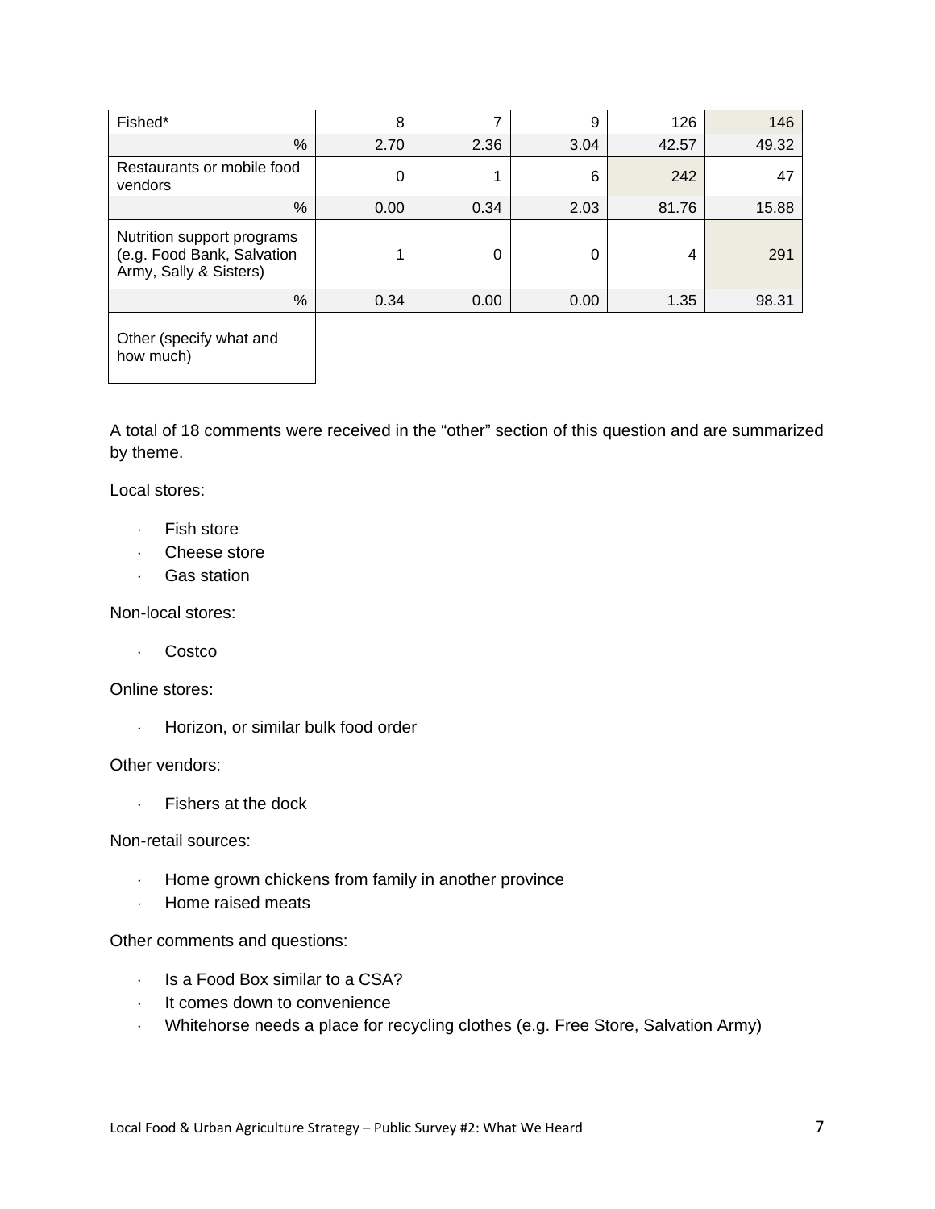| Fished* | 8 | 7 | 9 | 126 | 146 |
|---|---|---|---|---|---|
| % | 2.70 | 2.36 | 3.04 | 42.57 | 49.32 |
| Restaurants or mobile food vendors | 0 | 1 | 6 | 242 | 47 |
| % | 0.00 | 0.34 | 2.03 | 81.76 | 15.88 |
| Nutrition support programs (e.g. Food Bank, Salvation Army, Sally & Sisters) | 1 | 0 | 0 | 4 | 291 |
| % | 0.34 | 0.00 | 0.00 | 1.35 | 98.31 |
| Other (specify what and how much) | | | | | |

A total of 18 comments were received in the "other" section of this question and are summarized by theme.

Local stores:

- Fish store
- Cheese store
- Gas station

Non-local stores:

- Costco

Online stores:

- Horizon, or similar bulk food order

Other vendors:

- Fishers at the dock

Non-retail sources:

- Home grown chickens from family in another province
- Home raised meats

Other comments and questions:

- Is a Food Box similar to a CSA?
- It comes down to convenience
- Whitehorse needs a place for recycling clothes (e.g. Free Store, Salvation Army)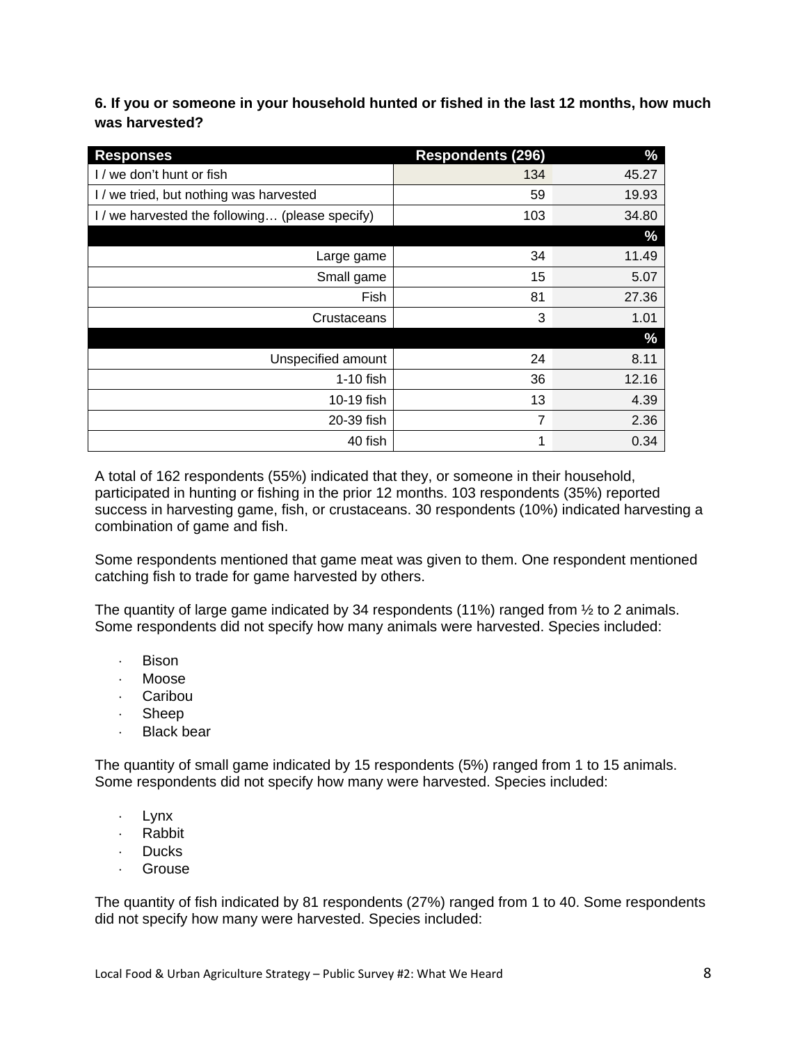**6. If you or someone in your household hunted or fished in the last 12 months, how much was harvested?**

| Responses | Respondents (296) | % |
|---|---|---|
| I / we don't hunt or fish | 134 | 45.27 |
| I / we tried, but nothing was harvested | 59 | 19.93 |
| I / we harvested the following… (please specify) | 103 | 34.80 |
| | | % |
| Large game | 34 | 11.49 |
| Small game | 15 | 5.07 |
| Fish | 81 | 27.36 |
| Crustaceans | 3 | 1.01 |
| | | % |
| Unspecified amount | 24 | 8.11 |
| 1-10 fish | 36 | 12.16 |
| 10-19 fish | 13 | 4.39 |
| 20-39 fish | 7 | 2.36 |
| 40 fish | 1 | 0.34 |

A total of 162 respondents (55%) indicated that they, or someone in their household, participated in hunting or fishing in the prior 12 months. 103 respondents (35%) reported success in harvesting game, fish, or crustaceans. 30 respondents (10%) indicated harvesting a combination of game and fish.

Some respondents mentioned that game meat was given to them. One respondent mentioned catching fish to trade for game harvested by others.

The quantity of large game indicated by 34 respondents (11%) ranged from ½ to 2 animals. Some respondents did not specify how many animals were harvested. Species included:

- Bison
- Moose
- Caribou
- Sheep
- Black bear

The quantity of small game indicated by 15 respondents (5%) ranged from 1 to 15 animals. Some respondents did not specify how many were harvested. Species included:

- Lynx
- Rabbit
- Ducks
- Grouse

The quantity of fish indicated by 81 respondents (27%) ranged from 1 to 40. Some respondents did not specify how many were harvested. Species included: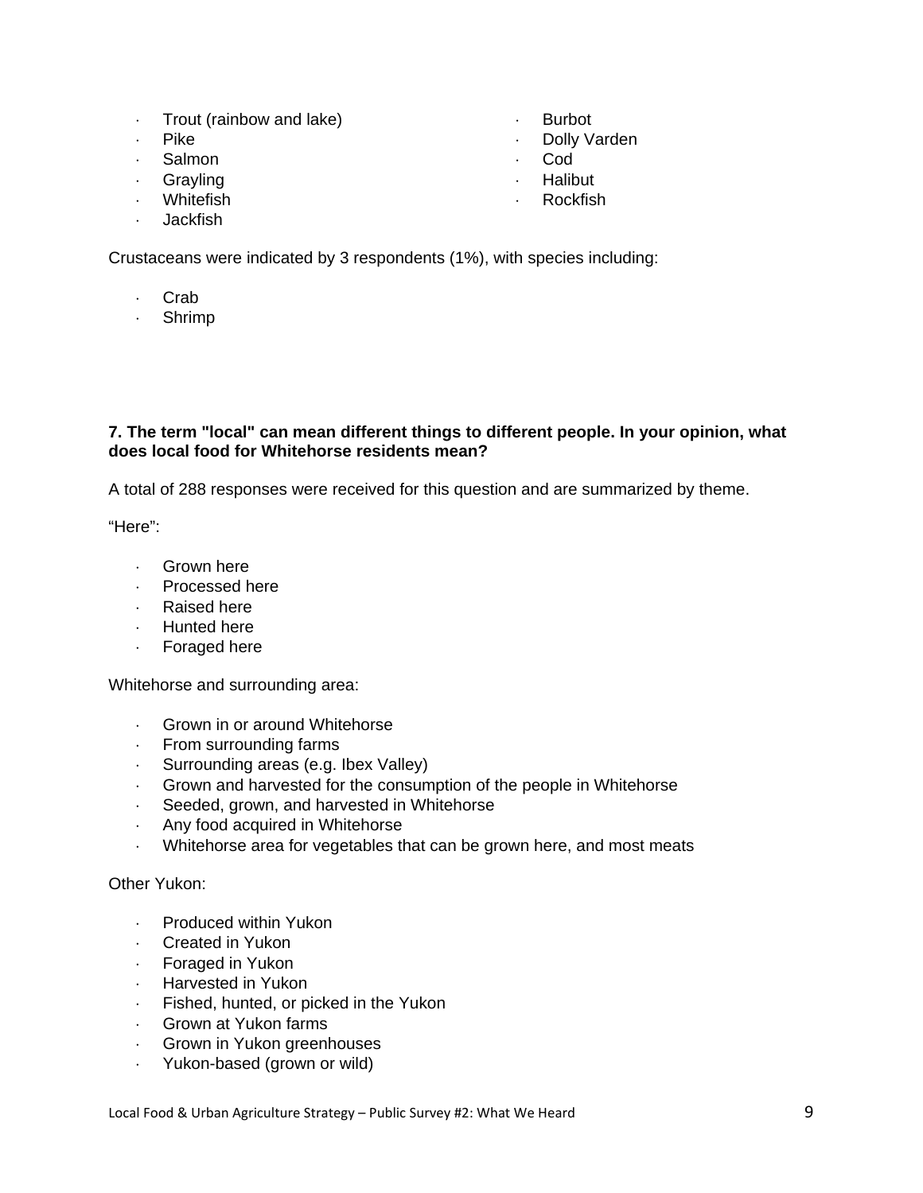- Trout (rainbow and lake)
- Pike
- Salmon
- Grayling
- Whitefish
- Jackfish
- Burbot
- Dolly Varden
- Cod
- Halibut
- Rockfish

Crustaceans were indicated by 3 respondents (1%), with species including:

- Crab
- Shrimp

**7. The term "local" can mean different things to different people. In your opinion, what does local food for Whitehorse residents mean?**

A total of 288 responses were received for this question and are summarized by theme.

"Here":

- Grown here
- Processed here
- Raised here
- Hunted here
- Foraged here

Whitehorse and surrounding area:

- Grown in or around Whitehorse
- From surrounding farms
- Surrounding areas (e.g. Ibex Valley)
- Grown and harvested for the consumption of the people in Whitehorse
- Seeded, grown, and harvested in Whitehorse
- Any food acquired in Whitehorse
- Whitehorse area for vegetables that can be grown here, and most meats

Other Yukon:

- Produced within Yukon
- Created in Yukon
- Foraged in Yukon
- Harvested in Yukon
- Fished, hunted, or picked in the Yukon
- Grown at Yukon farms
- Grown in Yukon greenhouses
- Yukon-based (grown or wild)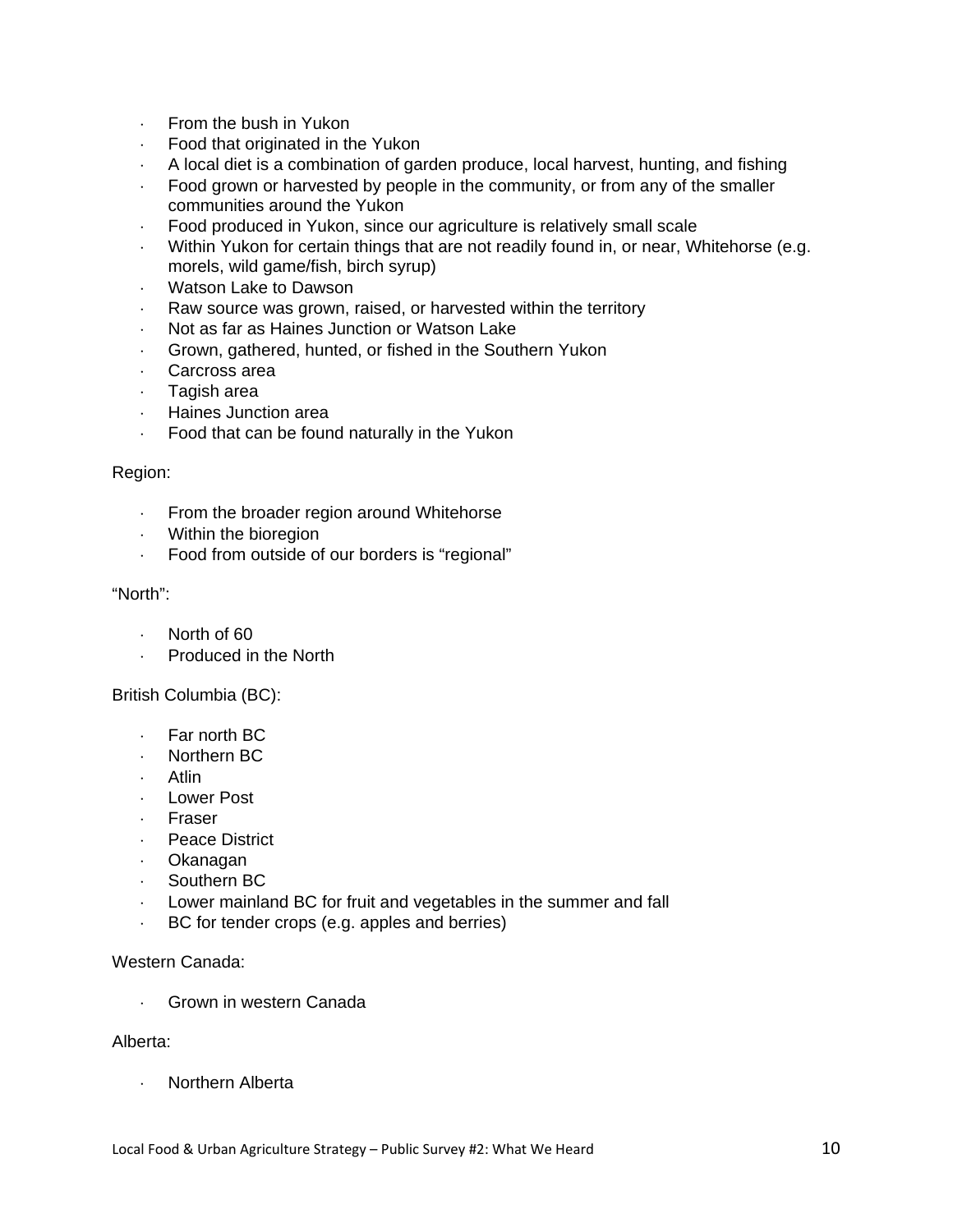- From the bush in Yukon
- Food that originated in the Yukon
- A local diet is a combination of garden produce, local harvest, hunting, and fishing
- Food grown or harvested by people in the community, or from any of the smaller communities around the Yukon
- Food produced in Yukon, since our agriculture is relatively small scale
- Within Yukon for certain things that are not readily found in, or near, Whitehorse (e.g. morels, wild game/fish, birch syrup)
- Watson Lake to Dawson
- Raw source was grown, raised, or harvested within the territory
- Not as far as Haines Junction or Watson Lake
- Grown, gathered, hunted, or fished in the Southern Yukon
- Carcross area
- Tagish area
- Haines Junction area
- Food that can be found naturally in the Yukon

Region:

- From the broader region around Whitehorse
- Within the bioregion
- Food from outside of our borders is "regional"

"North":

- North of 60
- Produced in the North

British Columbia (BC):

- Far north BC
- Northern BC
- Atlin
- Lower Post
- Fraser
- Peace District
- Okanagan
- Southern BC
- Lower mainland BC for fruit and vegetables in the summer and fall
- BC for tender crops (e.g. apples and berries)

Western Canada:

- Grown in western Canada

Alberta:

- Northern Alberta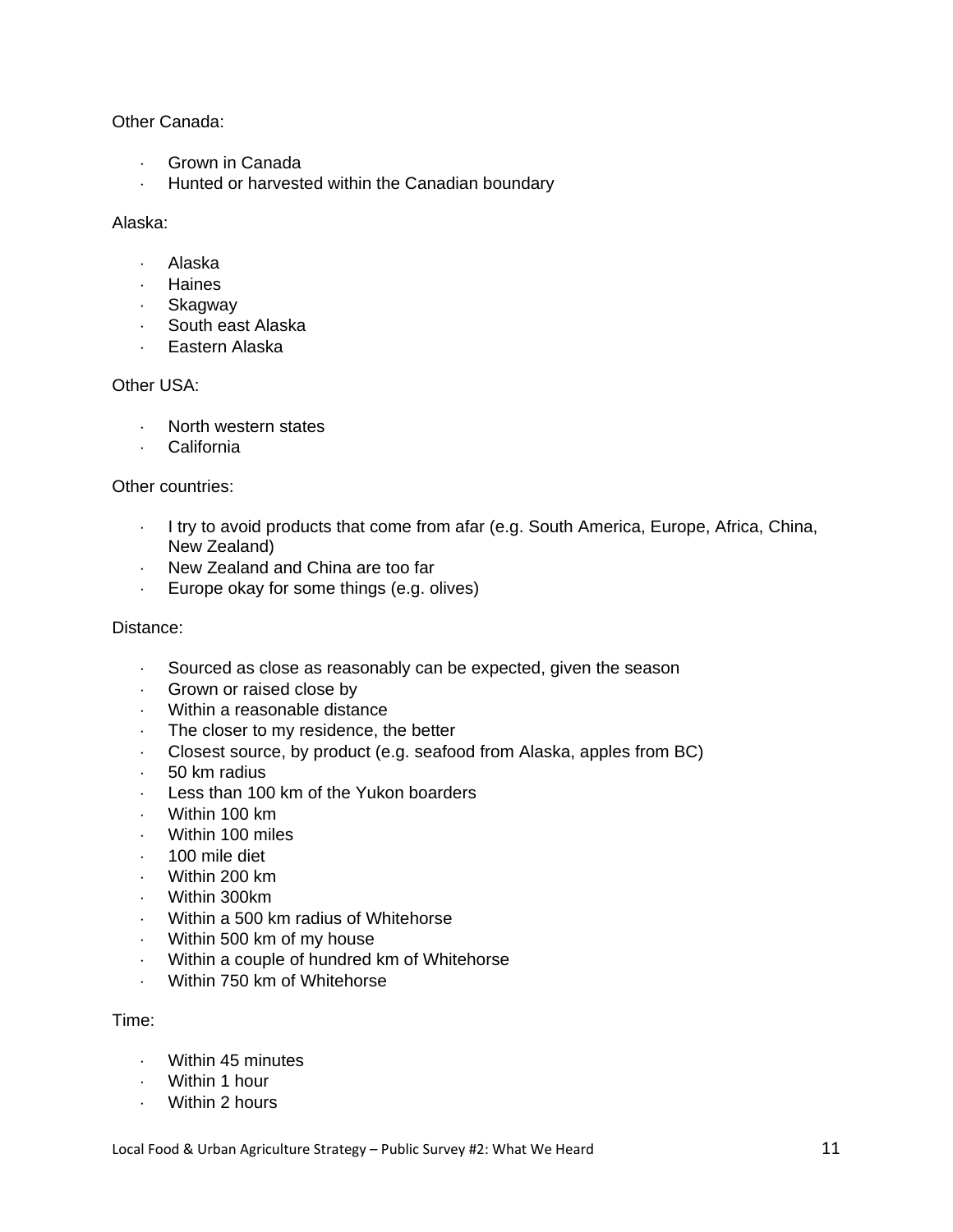Other Canada:

- Grown in Canada
- Hunted or harvested within the Canadian boundary

Alaska:

- Alaska
- Haines
- Skagway
- South east Alaska
- Eastern Alaska

Other USA:

- North western states
- California

Other countries:

- I try to avoid products that come from afar (e.g. South America, Europe, Africa, China, New Zealand)
- New Zealand and China are too far
- Europe okay for some things (e.g. olives)

Distance:

- Sourced as close as reasonably can be expected, given the season
- Grown or raised close by
- Within a reasonable distance
- The closer to my residence, the better
- Closest source, by product (e.g. seafood from Alaska, apples from BC)
- 50 km radius
- Less than 100 km of the Yukon boarders
- Within 100 km
- Within 100 miles
- 100 mile diet
- Within 200 km
- Within 300km
- Within a 500 km radius of Whitehorse
- Within 500 km of my house
- Within a couple of hundred km of Whitehorse
- Within 750 km of Whitehorse

Time:

- Within 45 minutes
- Within 1 hour
- Within 2 hours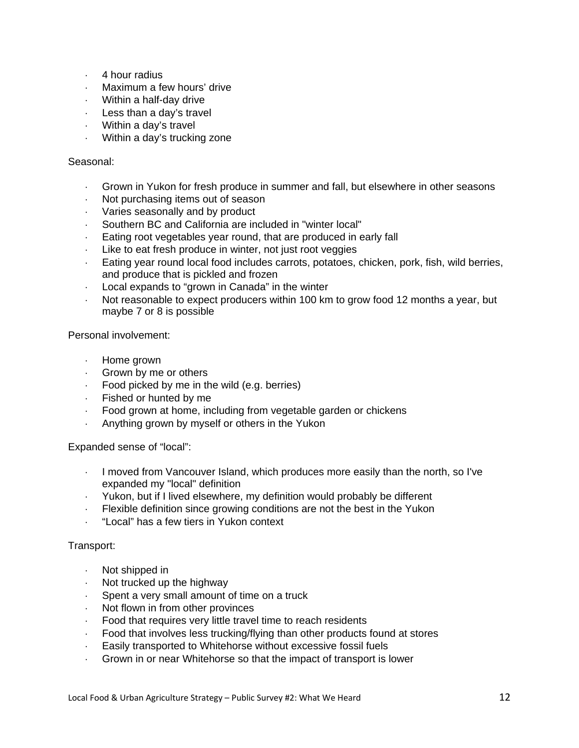- 4 hour radius
- Maximum a few hours' drive
- Within a half-day drive
- Less than a day's travel
- Within a day's travel
- Within a day's trucking zone

Seasonal:

- Grown in Yukon for fresh produce in summer and fall, but elsewhere in other seasons
- Not purchasing items out of season
- Varies seasonally and by product
- Southern BC and California are included in "winter local"
- Eating root vegetables year round, that are produced in early fall
- Like to eat fresh produce in winter, not just root veggies
- Eating year round local food includes carrots, potatoes, chicken, pork, fish, wild berries, and produce that is pickled and frozen
- Local expands to "grown in Canada" in the winter
- Not reasonable to expect producers within 100 km to grow food 12 months a year, but maybe 7 or 8 is possible

Personal involvement:

- Home grown
- Grown by me or others
- Food picked by me in the wild (e.g. berries)
- Fished or hunted by me
- Food grown at home, including from vegetable garden or chickens
- Anything grown by myself or others in the Yukon

Expanded sense of "local":

- I moved from Vancouver Island, which produces more easily than the north, so I've expanded my "local" definition
- Yukon, but if I lived elsewhere, my definition would probably be different
- Flexible definition since growing conditions are not the best in the Yukon
- "Local" has a few tiers in Yukon context

Transport:

- Not shipped in
- Not trucked up the highway
- Spent a very small amount of time on a truck
- Not flown in from other provinces
- Food that requires very little travel time to reach residents
- Food that involves less trucking/flying than other products found at stores
- Easily transported to Whitehorse without excessive fossil fuels
- Grown in or near Whitehorse so that the impact of transport is lower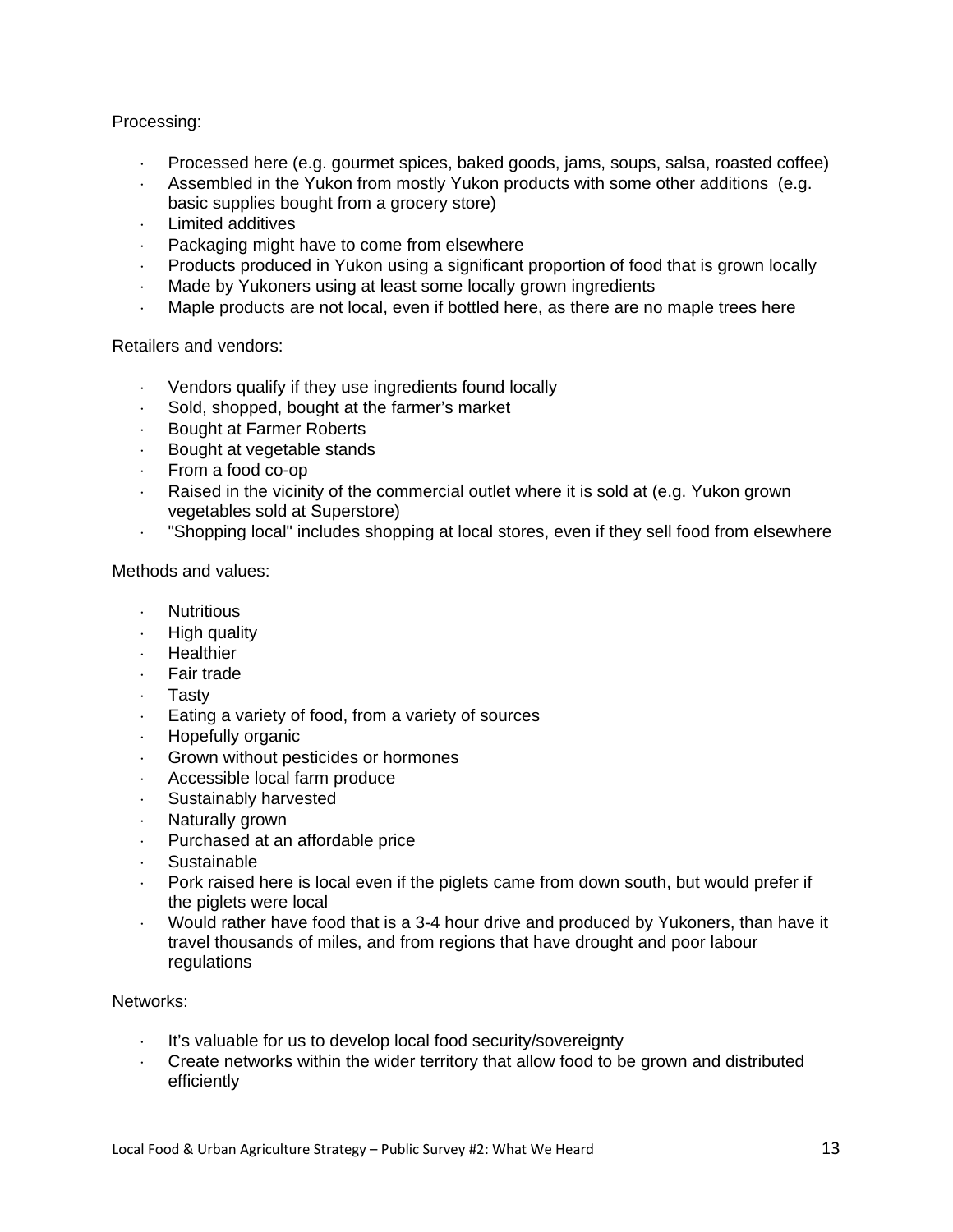Processing:

- Processed here (e.g. gourmet spices, baked goods, jams, soups, salsa, roasted coffee)
- Assembled in the Yukon from mostly Yukon products with some other additions (e.g. basic supplies bought from a grocery store)
- Limited additives
- Packaging might have to come from elsewhere
- Products produced in Yukon using a significant proportion of food that is grown locally
- Made by Yukoners using at least some locally grown ingredients
- Maple products are not local, even if bottled here, as there are no maple trees here

Retailers and vendors:

- Vendors qualify if they use ingredients found locally
- Sold, shopped, bought at the farmer's market
- Bought at Farmer Roberts
- Bought at vegetable stands
- From a food co-op
- Raised in the vicinity of the commercial outlet where it is sold at (e.g. Yukon grown vegetables sold at Superstore)
- "Shopping local" includes shopping at local stores, even if they sell food from elsewhere

Methods and values:

- Nutritious
- High quality
- Healthier
- Fair trade
- Tasty
- Eating a variety of food, from a variety of sources
- Hopefully organic
- Grown without pesticides or hormones
- Accessible local farm produce
- Sustainably harvested
- Naturally grown
- Purchased at an affordable price
- Sustainable
- Pork raised here is local even if the piglets came from down south, but would prefer if the piglets were local
- Would rather have food that is a 3-4 hour drive and produced by Yukoners, than have it travel thousands of miles, and from regions that have drought and poor labour regulations

Networks:

- It's valuable for us to develop local food security/sovereignty
- Create networks within the wider territory that allow food to be grown and distributed efficiently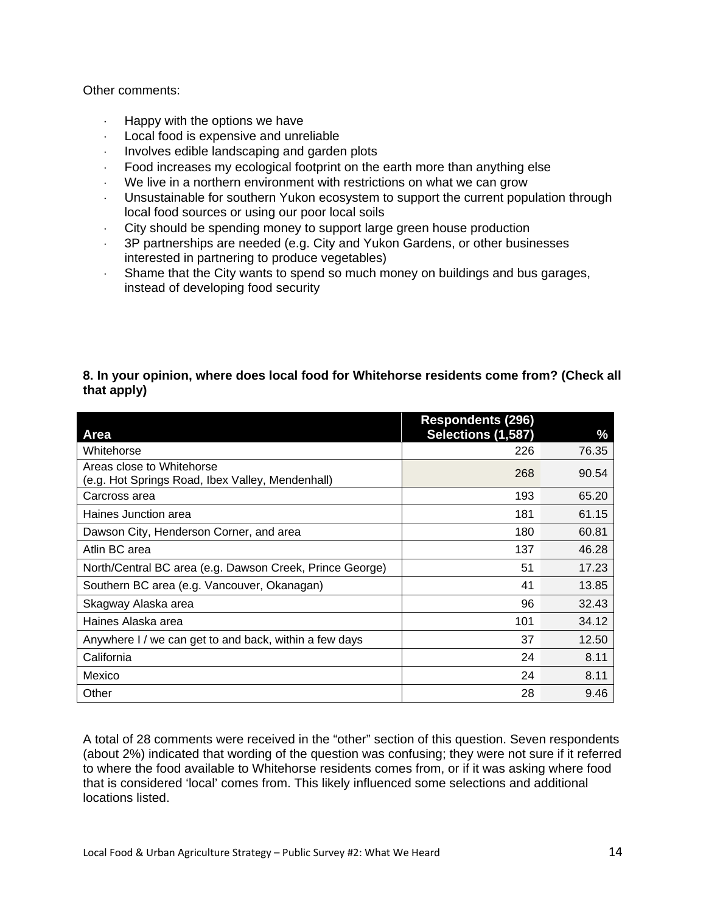Other comments:

- Happy with the options we have
- Local food is expensive and unreliable
- Involves edible landscaping and garden plots
- Food increases my ecological footprint on the earth more than anything else
- We live in a northern environment with restrictions on what we can grow
- Unsustainable for southern Yukon ecosystem to support the current population through local food sources or using our poor local soils
- City should be spending money to support large green house production
- 3P partnerships are needed (e.g. City and Yukon Gardens, or other businesses interested in partnering to produce vegetables)
- Shame that the City wants to spend so much money on buildings and bus garages, instead of developing food security

**8. In your opinion, where does local food for Whitehorse residents come from? (Check all that apply)**

| Area | Respondents (296) Selections (1,587) | % |
|---|---|---|
| Whitehorse | 226 | 76.35 |
| Areas close to Whitehorse (e.g. Hot Springs Road, Ibex Valley, Mendenhall) | 268 | 90.54 |
| Carcross area | 193 | 65.20 |
| Haines Junction area | 181 | 61.15 |
| Dawson City, Henderson Corner, and area | 180 | 60.81 |
| Atlin BC area | 137 | 46.28 |
| North/Central BC area (e.g. Dawson Creek, Prince George) | 51 | 17.23 |
| Southern BC area (e.g. Vancouver, Okanagan) | 41 | 13.85 |
| Skagway Alaska area | 96 | 32.43 |
| Haines Alaska area | 101 | 34.12 |
| Anywhere I / we can get to and back, within a few days | 37 | 12.50 |
| California | 24 | 8.11 |
| Mexico | 24 | 8.11 |
| Other | 28 | 9.46 |

A total of 28 comments were received in the "other" section of this question. Seven respondents (about 2%) indicated that wording of the question was confusing; they were not sure if it referred to where the food available to Whitehorse residents comes from, or if it was asking where food that is considered 'local' comes from. This likely influenced some selections and additional locations listed.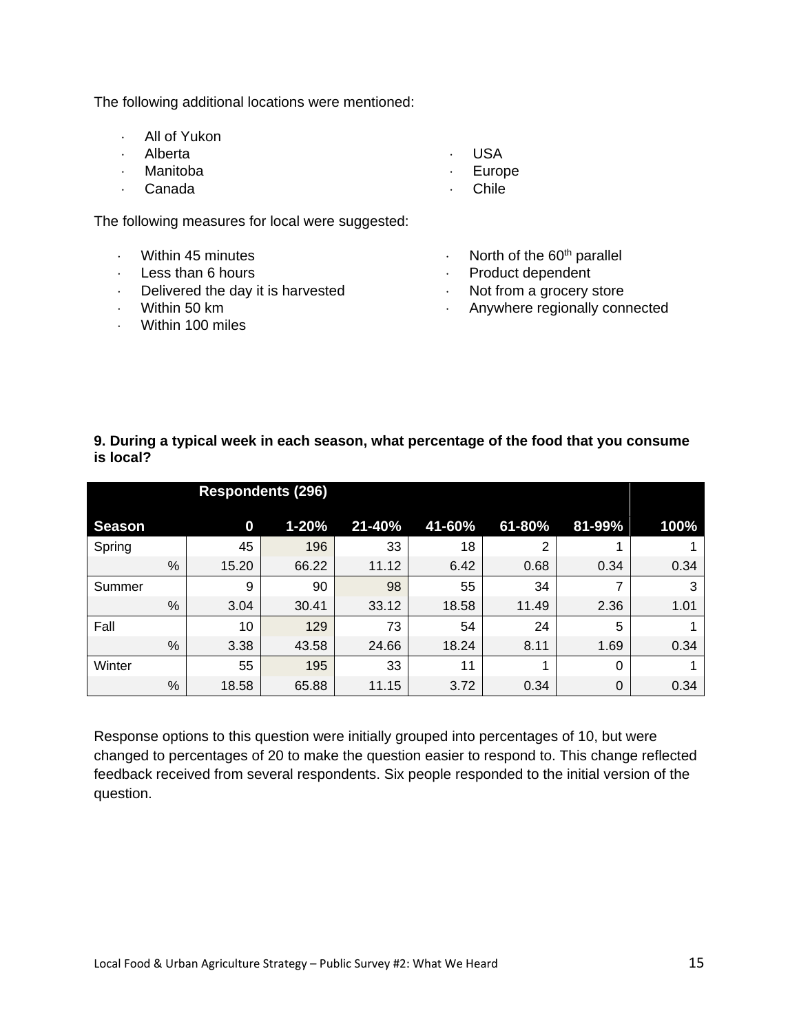The following additional locations were mentioned:

- All of Yukon
- Alberta
- Manitoba
- Canada
- USA
- Europe
- Chile

The following measures for local were suggested:

- Within 45 minutes
- Less than 6 hours
- Delivered the day it is harvested
- Within 50 km
- Within 100 miles
- North of the 60th parallel
- Product dependent
- Not from a grocery store
- Anywhere regionally connected

**9. During a typical week in each season, what percentage of the food that you consume is local?**

| | Respondents (296) | | | | | | |
|---|---|---|---|---|---|---|---|
| **Season** | **0** | **1-20%** | **21-40%** | **41-60%** | **61-80%** | **81-99%** | **100%** |
| Spring | 45 | 196 | 33 | 18 | 2 | 1 | 1 |
| % | 15.20 | 66.22 | 11.12 | 6.42 | 0.68 | 0.34 | 0.34 |
| Summer | 9 | 90 | 98 | 55 | 34 | 7 | 3 |
| % | 3.04 | 30.41 | 33.12 | 18.58 | 11.49 | 2.36 | 1.01 |
| Fall | 10 | 129 | 73 | 54 | 24 | 5 | 1 |
| % | 3.38 | 43.58 | 24.66 | 18.24 | 8.11 | 1.69 | 0.34 |
| Winter | 55 | 195 | 33 | 11 | 1 | 0 | 1 |
| % | 18.58 | 65.88 | 11.15 | 3.72 | 0.34 | 0 | 0.34 |

Response options to this question were initially grouped into percentages of 10, but were changed to percentages of 20 to make the question easier to respond to. This change reflected feedback received from several respondents. Six people responded to the initial version of the question.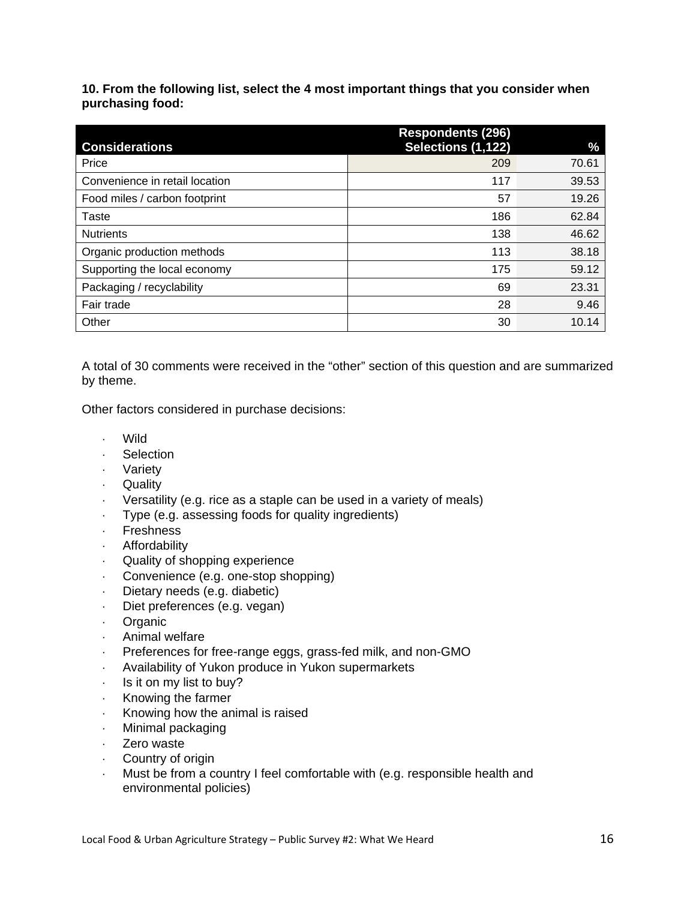**10. From the following list, select the 4 most important things that you consider when purchasing food:**

| Considerations | Respondents (296) Selections (1,122) | % |
|---|---|---|
| Price | 209 | 70.61 |
| Convenience in retail location | 117 | 39.53 |
| Food miles / carbon footprint | 57 | 19.26 |
| Taste | 186 | 62.84 |
| Nutrients | 138 | 46.62 |
| Organic production methods | 113 | 38.18 |
| Supporting the local economy | 175 | 59.12 |
| Packaging / recyclability | 69 | 23.31 |
| Fair trade | 28 | 9.46 |
| Other | 30 | 10.14 |

A total of 30 comments were received in the “other” section of this question and are summarized by theme.

Other factors considered in purchase decisions:

- Wild
- Selection
- Variety
- Quality
- Versatility (e.g. rice as a staple can be used in a variety of meals)
- Type (e.g. assessing foods for quality ingredients)
- Freshness
- Affordability
- Quality of shopping experience
- Convenience (e.g. one-stop shopping)
- Dietary needs (e.g. diabetic)
- Diet preferences (e.g. vegan)
- Organic
- Animal welfare
- Preferences for free-range eggs, grass-fed milk, and non-GMO
- Availability of Yukon produce in Yukon supermarkets
- Is it on my list to buy?
- Knowing the farmer
- Knowing how the animal is raised
- Minimal packaging
- Zero waste
- Country of origin
- Must be from a country I feel comfortable with (e.g. responsible health and environmental policies)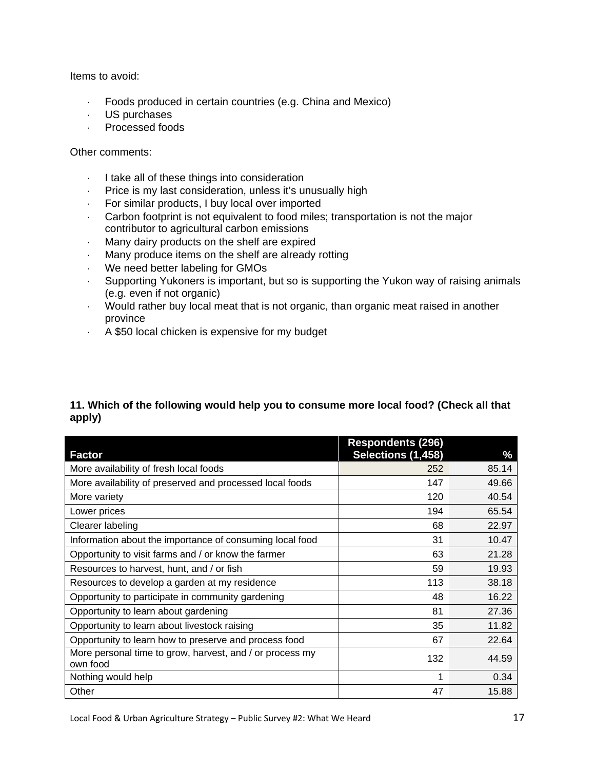Items to avoid:

- Foods produced in certain countries (e.g. China and Mexico)
- US purchases
- Processed foods

Other comments:

- I take all of these things into consideration
- Price is my last consideration, unless it's unusually high
- For similar products, I buy local over imported
- Carbon footprint is not equivalent to food miles; transportation is not the major contributor to agricultural carbon emissions
- Many dairy products on the shelf are expired
- Many produce items on the shelf are already rotting
- We need better labeling for GMOs
- Supporting Yukoners is important, but so is supporting the Yukon way of raising animals (e.g. even if not organic)
- Would rather buy local meat that is not organic, than organic meat raised in another province
- A $50 local chicken is expensive for my budget

**11. Which of the following would help you to consume more local food? (Check all that apply)**

| Factor | Respondents (296) Selections (1,458) | % |
|---|---|---|
| More availability of fresh local foods | 252 | 85.14 |
| More availability of preserved and processed local foods | 147 | 49.66 |
| More variety | 120 | 40.54 |
| Lower prices | 194 | 65.54 |
| Clearer labeling | 68 | 22.97 |
| Information about the importance of consuming local food | 31 | 10.47 |
| Opportunity to visit farms and / or know the farmer | 63 | 21.28 |
| Resources to harvest, hunt, and / or fish | 59 | 19.93 |
| Resources to develop a garden at my residence | 113 | 38.18 |
| Opportunity to participate in community gardening | 48 | 16.22 |
| Opportunity to learn about gardening | 81 | 27.36 |
| Opportunity to learn about livestock raising | 35 | 11.82 |
| Opportunity to learn how to preserve and process food | 67 | 22.64 |
| More personal time to grow, harvest, and / or process my own food | 132 | 44.59 |
| Nothing would help | 1 | 0.34 |
| Other | 47 | 15.88 |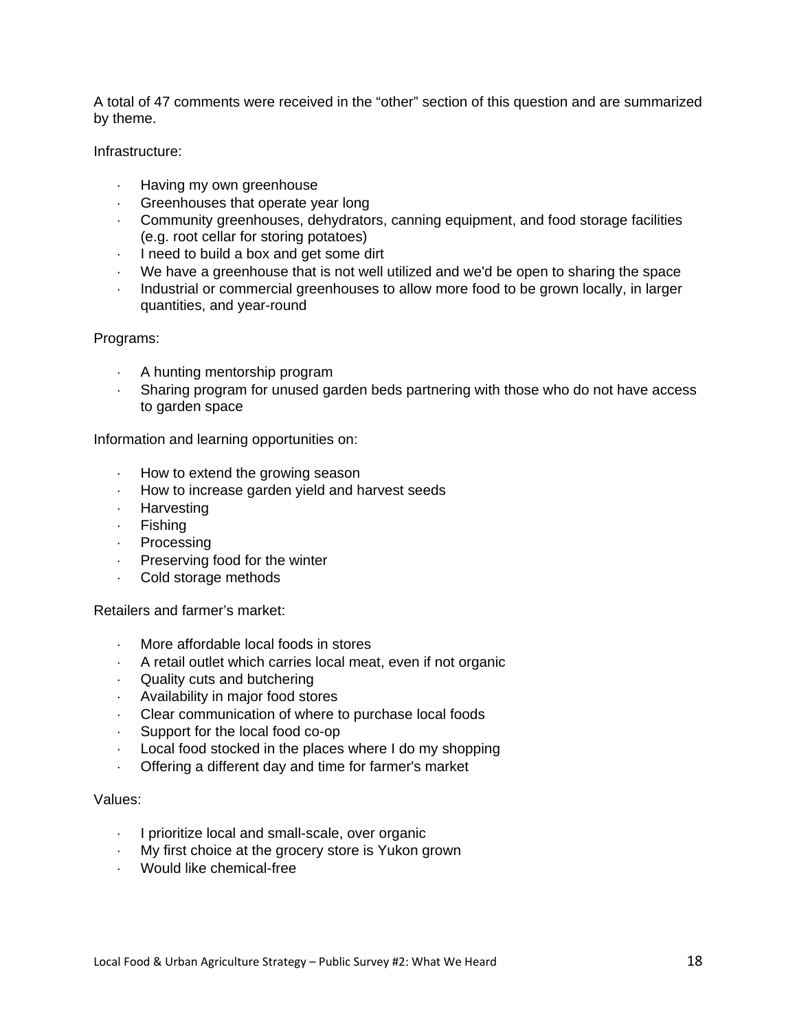A total of 47 comments were received in the "other" section of this question and are summarized by theme.

Infrastructure:

- Having my own greenhouse
- Greenhouses that operate year long
- Community greenhouses, dehydrators, canning equipment, and food storage facilities (e.g. root cellar for storing potatoes)
- I need to build a box and get some dirt
- We have a greenhouse that is not well utilized and we'd be open to sharing the space
- Industrial or commercial greenhouses to allow more food to be grown locally, in larger quantities, and year-round

Programs:

- A hunting mentorship program
- Sharing program for unused garden beds partnering with those who do not have access to garden space

Information and learning opportunities on:

- How to extend the growing season
- How to increase garden yield and harvest seeds
- Harvesting
- Fishing
- Processing
- Preserving food for the winter
- Cold storage methods

Retailers and farmer's market:

- More affordable local foods in stores
- A retail outlet which carries local meat, even if not organic
- Quality cuts and butchering
- Availability in major food stores
- Clear communication of where to purchase local foods
- Support for the local food co-op
- Local food stocked in the places where I do my shopping
- Offering a different day and time for farmer's market

Values:

- I prioritize local and small-scale, over organic
- My first choice at the grocery store is Yukon grown
- Would like chemical-free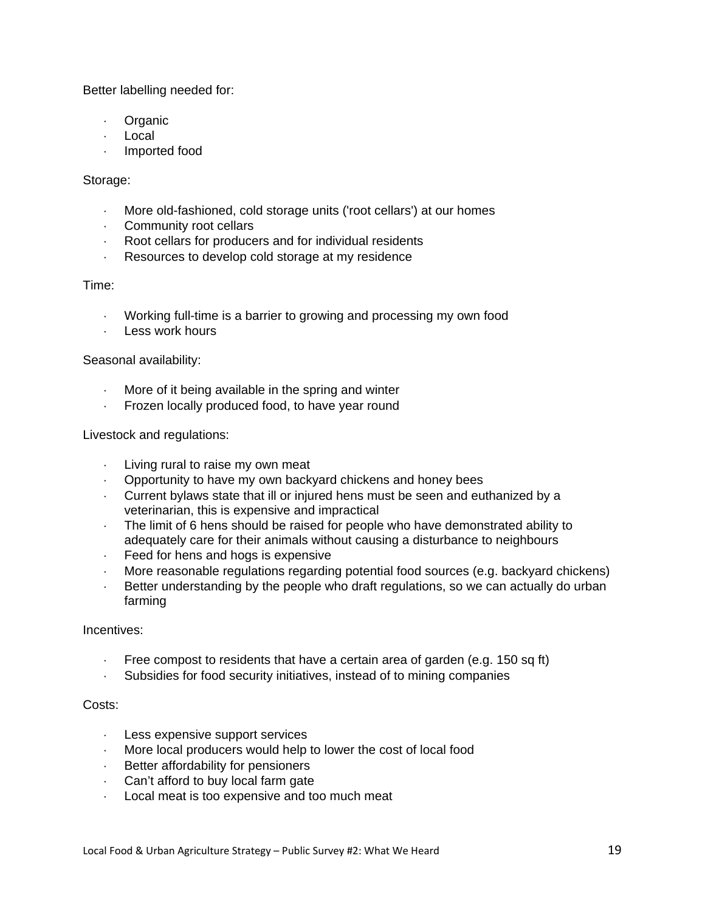Better labelling needed for:

- Organic
- Local
- Imported food

Storage:

- More old-fashioned, cold storage units ('root cellars') at our homes
- Community root cellars
- Root cellars for producers and for individual residents
- Resources to develop cold storage at my residence

Time:

- Working full-time is a barrier to growing and processing my own food
- Less work hours

Seasonal availability:

- More of it being available in the spring and winter
- Frozen locally produced food, to have year round

Livestock and regulations:

- Living rural to raise my own meat
- Opportunity to have my own backyard chickens and honey bees
- Current bylaws state that ill or injured hens must be seen and euthanized by a veterinarian, this is expensive and impractical
- The limit of 6 hens should be raised for people who have demonstrated ability to adequately care for their animals without causing a disturbance to neighbours
- Feed for hens and hogs is expensive
- More reasonable regulations regarding potential food sources (e.g. backyard chickens)
- Better understanding by the people who draft regulations, so we can actually do urban farming

Incentives:

- Free compost to residents that have a certain area of garden (e.g. 150 sq ft)
- Subsidies for food security initiatives, instead of to mining companies

Costs:

- Less expensive support services
- More local producers would help to lower the cost of local food
- Better affordability for pensioners
- Can't afford to buy local farm gate
- Local meat is too expensive and too much meat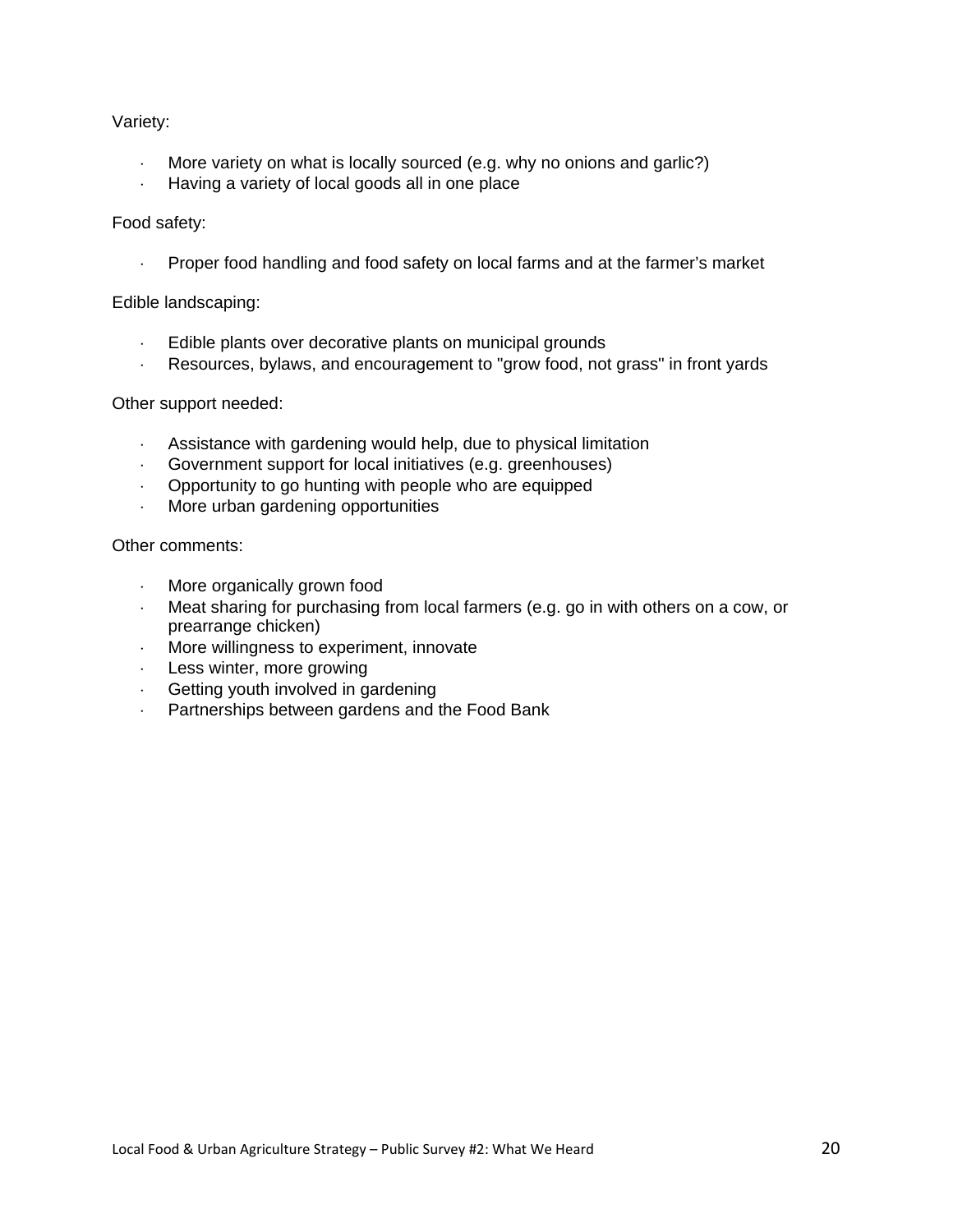Variety:

- More variety on what is locally sourced (e.g. why no onions and garlic?)
- Having a variety of local goods all in one place

Food safety:

- Proper food handling and food safety on local farms and at the farmer's market

Edible landscaping:

- Edible plants over decorative plants on municipal grounds
- Resources, bylaws, and encouragement to "grow food, not grass" in front yards

Other support needed:

- Assistance with gardening would help, due to physical limitation
- Government support for local initiatives (e.g. greenhouses)
- Opportunity to go hunting with people who are equipped
- More urban gardening opportunities

Other comments:

- More organically grown food
- Meat sharing for purchasing from local farmers (e.g. go in with others on a cow, or prearrange chicken)
- More willingness to experiment, innovate
- Less winter, more growing
- Getting youth involved in gardening
- Partnerships between gardens and the Food Bank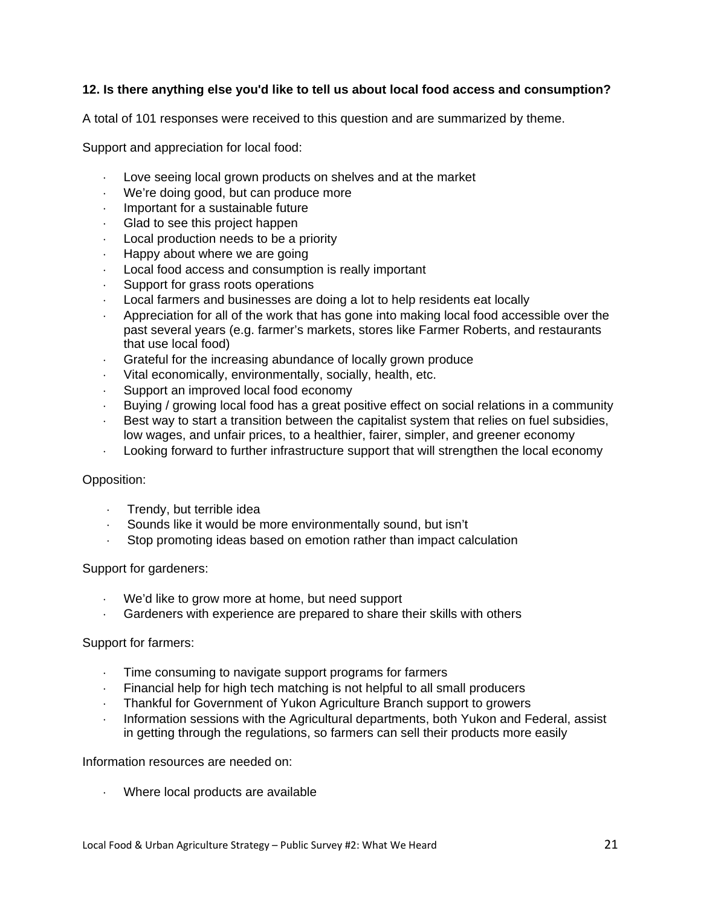**12. Is there anything else you'd like to tell us about local food access and consumption?**

A total of 101 responses were received to this question and are summarized by theme.

Support and appreciation for local food:

- Love seeing local grown products on shelves and at the market
- We're doing good, but can produce more
- Important for a sustainable future
- Glad to see this project happen
- Local production needs to be a priority
- Happy about where we are going
- Local food access and consumption is really important
- Support for grass roots operations
- Local farmers and businesses are doing a lot to help residents eat locally
- Appreciation for all of the work that has gone into making local food accessible over the past several years (e.g. farmer's markets, stores like Farmer Roberts, and restaurants that use local food)
- Grateful for the increasing abundance of locally grown produce
- Vital economically, environmentally, socially, health, etc.
- Support an improved local food economy
- Buying / growing local food has a great positive effect on social relations in a community
- Best way to start a transition between the capitalist system that relies on fuel subsidies, low wages, and unfair prices, to a healthier, fairer, simpler, and greener economy
- Looking forward to further infrastructure support that will strengthen the local economy

Opposition:

- Trendy, but terrible idea
- Sounds like it would be more environmentally sound, but isn't
- Stop promoting ideas based on emotion rather than impact calculation

Support for gardeners:

- We'd like to grow more at home, but need support
- Gardeners with experience are prepared to share their skills with others

Support for farmers:

- Time consuming to navigate support programs for farmers
- Financial help for high tech matching is not helpful to all small producers
- Thankful for Government of Yukon Agriculture Branch support to growers
- Information sessions with the Agricultural departments, both Yukon and Federal, assist in getting through the regulations, so farmers can sell their products more easily

Information resources are needed on:

- Where local products are available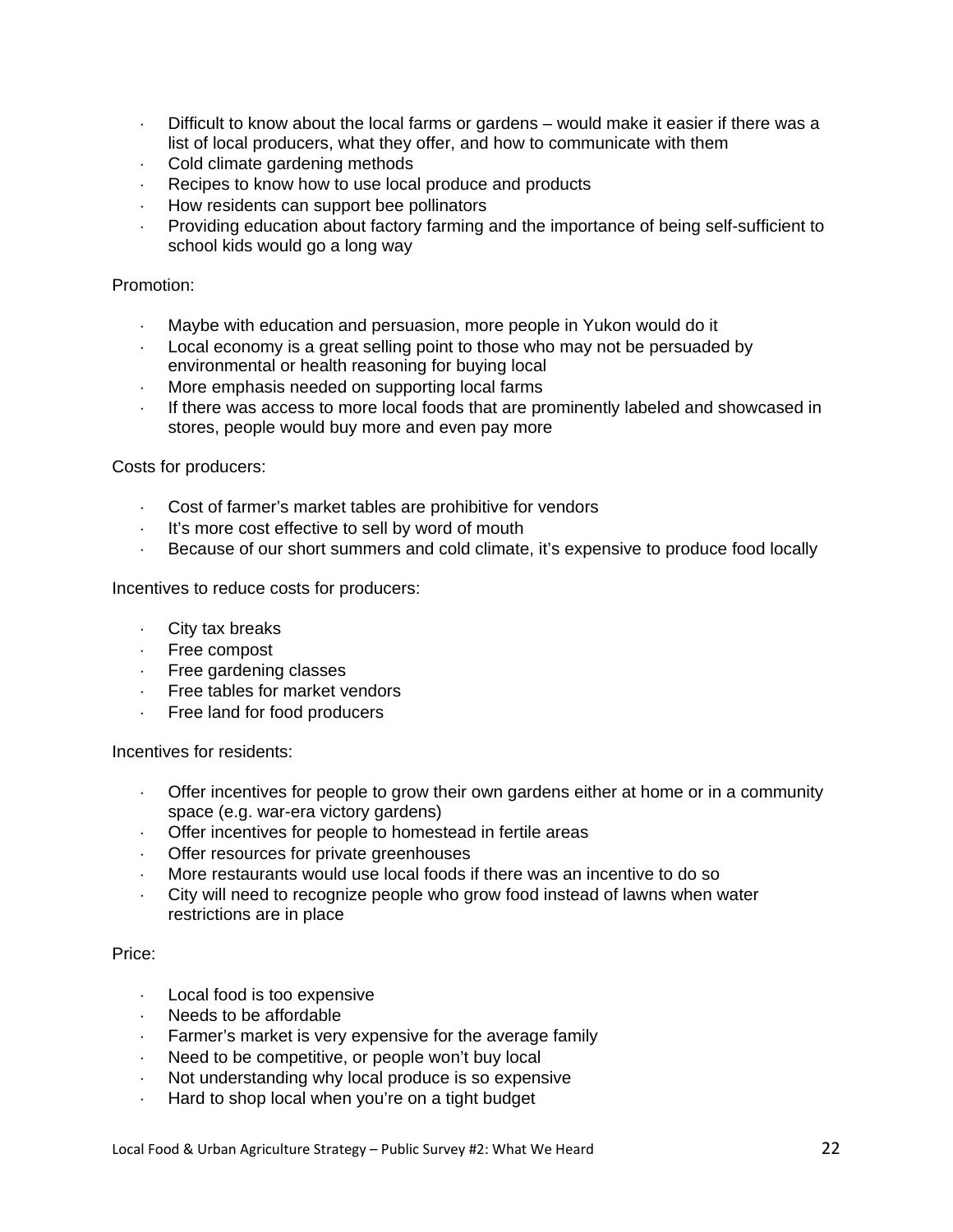- Difficult to know about the local farms or gardens – would make it easier if there was a list of local producers, what they offer, and how to communicate with them
- Cold climate gardening methods
- Recipes to know how to use local produce and products
- How residents can support bee pollinators
- Providing education about factory farming and the importance of being self-sufficient to school kids would go a long way

Promotion:

- Maybe with education and persuasion, more people in Yukon would do it
- Local economy is a great selling point to those who may not be persuaded by environmental or health reasoning for buying local
- More emphasis needed on supporting local farms
- If there was access to more local foods that are prominently labeled and showcased in stores, people would buy more and even pay more

Costs for producers:

- Cost of farmer's market tables are prohibitive for vendors
- It's more cost effective to sell by word of mouth
- Because of our short summers and cold climate, it's expensive to produce food locally

Incentives to reduce costs for producers:

- City tax breaks
- Free compost
- Free gardening classes
- Free tables for market vendors
- Free land for food producers

Incentives for residents:

- Offer incentives for people to grow their own gardens either at home or in a community space (e.g. war-era victory gardens)
- Offer incentives for people to homestead in fertile areas
- Offer resources for private greenhouses
- More restaurants would use local foods if there was an incentive to do so
- City will need to recognize people who grow food instead of lawns when water restrictions are in place

Price:

- Local food is too expensive
- Needs to be affordable
- Farmer's market is very expensive for the average family
- Need to be competitive, or people won't buy local
- Not understanding why local produce is so expensive
- Hard to shop local when you're on a tight budget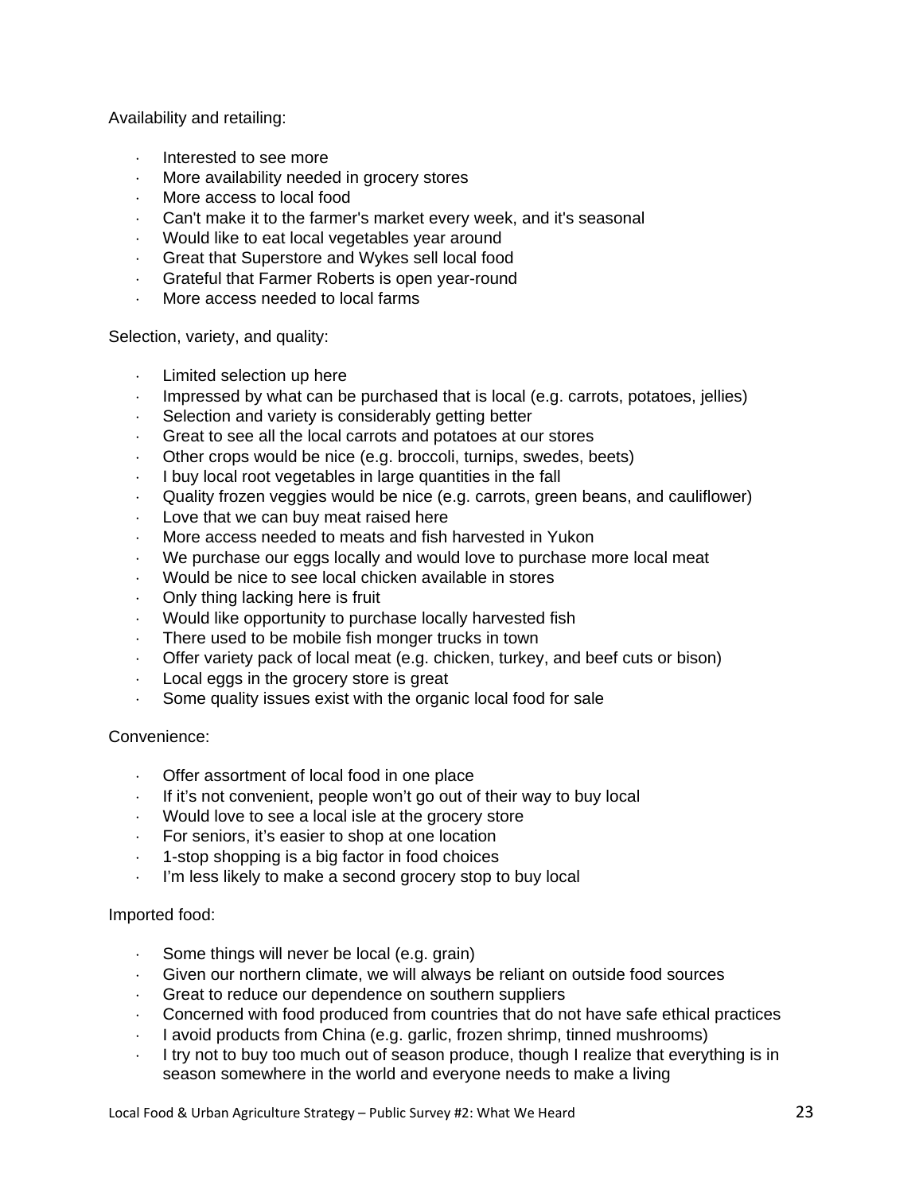Availability and retailing:

- Interested to see more
- More availability needed in grocery stores
- More access to local food
- Can't make it to the farmer's market every week, and it's seasonal
- Would like to eat local vegetables year around
- Great that Superstore and Wykes sell local food
- Grateful that Farmer Roberts is open year-round
- More access needed to local farms

Selection, variety, and quality:

- Limited selection up here
- Impressed by what can be purchased that is local (e.g. carrots, potatoes, jellies)
- Selection and variety is considerably getting better
- Great to see all the local carrots and potatoes at our stores
- Other crops would be nice (e.g. broccoli, turnips, swedes, beets)
- I buy local root vegetables in large quantities in the fall
- Quality frozen veggies would be nice (e.g. carrots, green beans, and cauliflower)
- Love that we can buy meat raised here
- More access needed to meats and fish harvested in Yukon
- We purchase our eggs locally and would love to purchase more local meat
- Would be nice to see local chicken available in stores
- Only thing lacking here is fruit
- Would like opportunity to purchase locally harvested fish
- There used to be mobile fish monger trucks in town
- Offer variety pack of local meat (e.g. chicken, turkey, and beef cuts or bison)
- Local eggs in the grocery store is great
- Some quality issues exist with the organic local food for sale

Convenience:

- Offer assortment of local food in one place
- If it's not convenient, people won't go out of their way to buy local
- Would love to see a local isle at the grocery store
- For seniors, it's easier to shop at one location
- 1-stop shopping is a big factor in food choices
- I'm less likely to make a second grocery stop to buy local

Imported food:

- Some things will never be local (e.g. grain)
- Given our northern climate, we will always be reliant on outside food sources
- Great to reduce our dependence on southern suppliers
- Concerned with food produced from countries that do not have safe ethical practices
- I avoid products from China (e.g. garlic, frozen shrimp, tinned mushrooms)
- I try not to buy too much out of season produce, though I realize that everything is in season somewhere in the world and everyone needs to make a living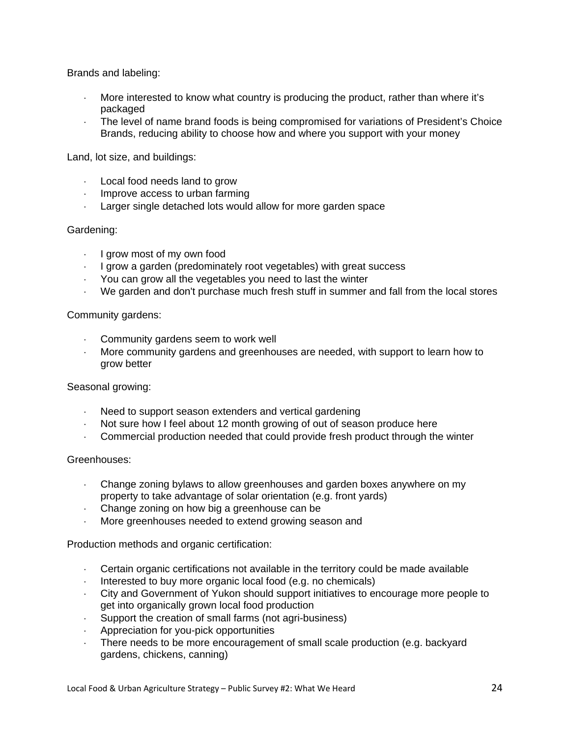Brands and labeling:

- More interested to know what country is producing the product, rather than where it's packaged
- The level of name brand foods is being compromised for variations of President's Choice Brands, reducing ability to choose how and where you support with your money

Land, lot size, and buildings:

- Local food needs land to grow
- Improve access to urban farming
- Larger single detached lots would allow for more garden space

Gardening:

- I grow most of my own food
- I grow a garden (predominately root vegetables) with great success
- You can grow all the vegetables you need to last the winter
- We garden and don't purchase much fresh stuff in summer and fall from the local stores

Community gardens:

- Community gardens seem to work well
- More community gardens and greenhouses are needed, with support to learn how to grow better

Seasonal growing:

- Need to support season extenders and vertical gardening
- Not sure how I feel about 12 month growing of out of season produce here
- Commercial production needed that could provide fresh product through the winter

Greenhouses:

- Change zoning bylaws to allow greenhouses and garden boxes anywhere on my property to take advantage of solar orientation (e.g. front yards)
- Change zoning on how big a greenhouse can be
- More greenhouses needed to extend growing season and

Production methods and organic certification:

- Certain organic certifications not available in the territory could be made available
- Interested to buy more organic local food (e.g. no chemicals)
- City and Government of Yukon should support initiatives to encourage more people to get into organically grown local food production
- Support the creation of small farms (not agri-business)
- Appreciation for you-pick opportunities
- There needs to be more encouragement of small scale production (e.g. backyard gardens, chickens, canning)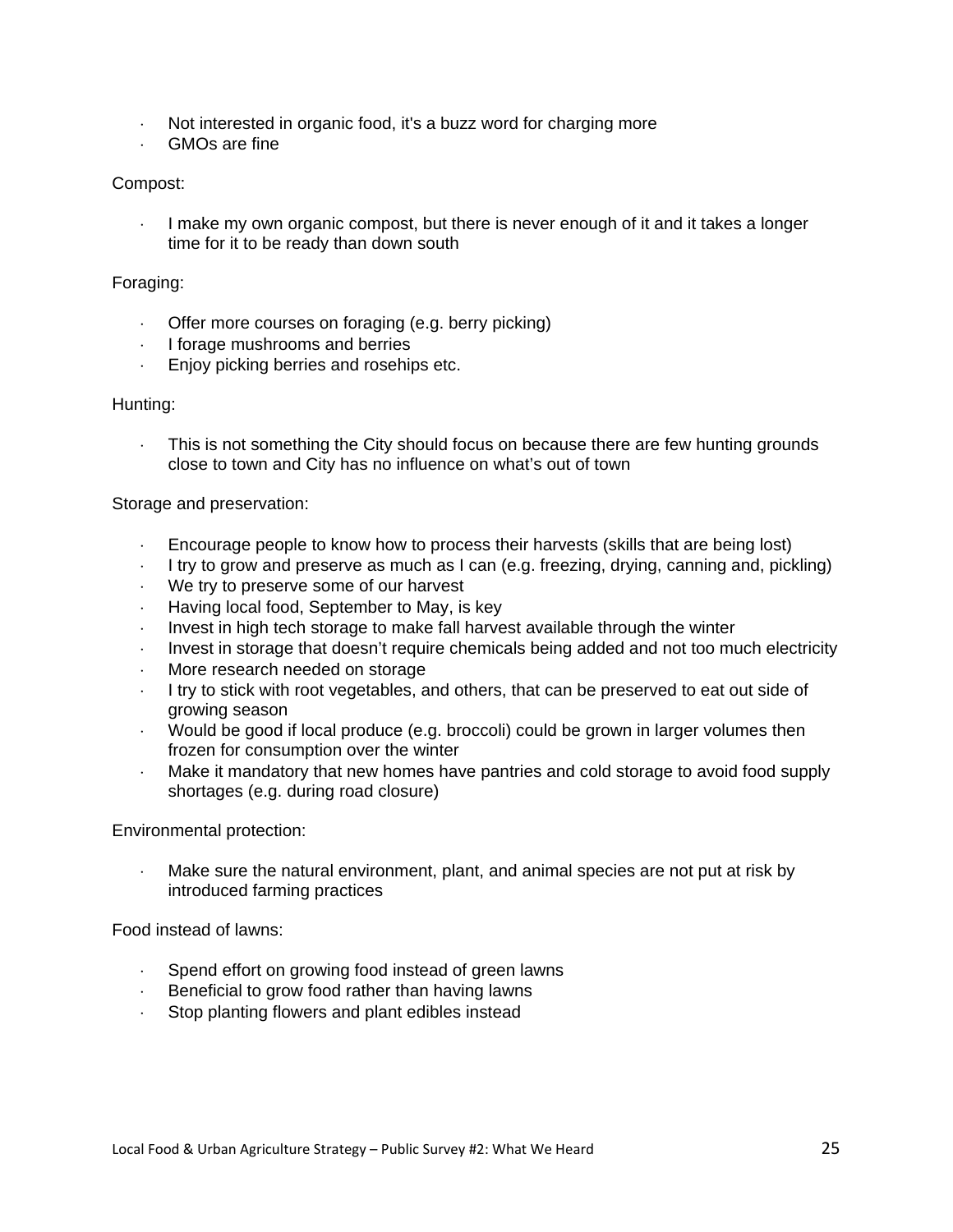- Not interested in organic food, it's a buzz word for charging more
- GMOs are fine

Compost:

- I make my own organic compost, but there is never enough of it and it takes a longer time for it to be ready than down south

Foraging:

- Offer more courses on foraging (e.g. berry picking)
- I forage mushrooms and berries
- Enjoy picking berries and rosehips etc.

Hunting:

- This is not something the City should focus on because there are few hunting grounds close to town and City has no influence on what's out of town

Storage and preservation:

- Encourage people to know how to process their harvests (skills that are being lost)
- I try to grow and preserve as much as I can (e.g. freezing, drying, canning and, pickling)
- We try to preserve some of our harvest
- Having local food, September to May, is key
- Invest in high tech storage to make fall harvest available through the winter
- Invest in storage that doesn't require chemicals being added and not too much electricity
- More research needed on storage
- I try to stick with root vegetables, and others, that can be preserved to eat out side of growing season
- Would be good if local produce (e.g. broccoli) could be grown in larger volumes then frozen for consumption over the winter
- Make it mandatory that new homes have pantries and cold storage to avoid food supply shortages (e.g. during road closure)

Environmental protection:

- Make sure the natural environment, plant, and animal species are not put at risk by introduced farming practices

Food instead of lawns:

- Spend effort on growing food instead of green lawns
- Beneficial to grow food rather than having lawns
- Stop planting flowers and plant edibles instead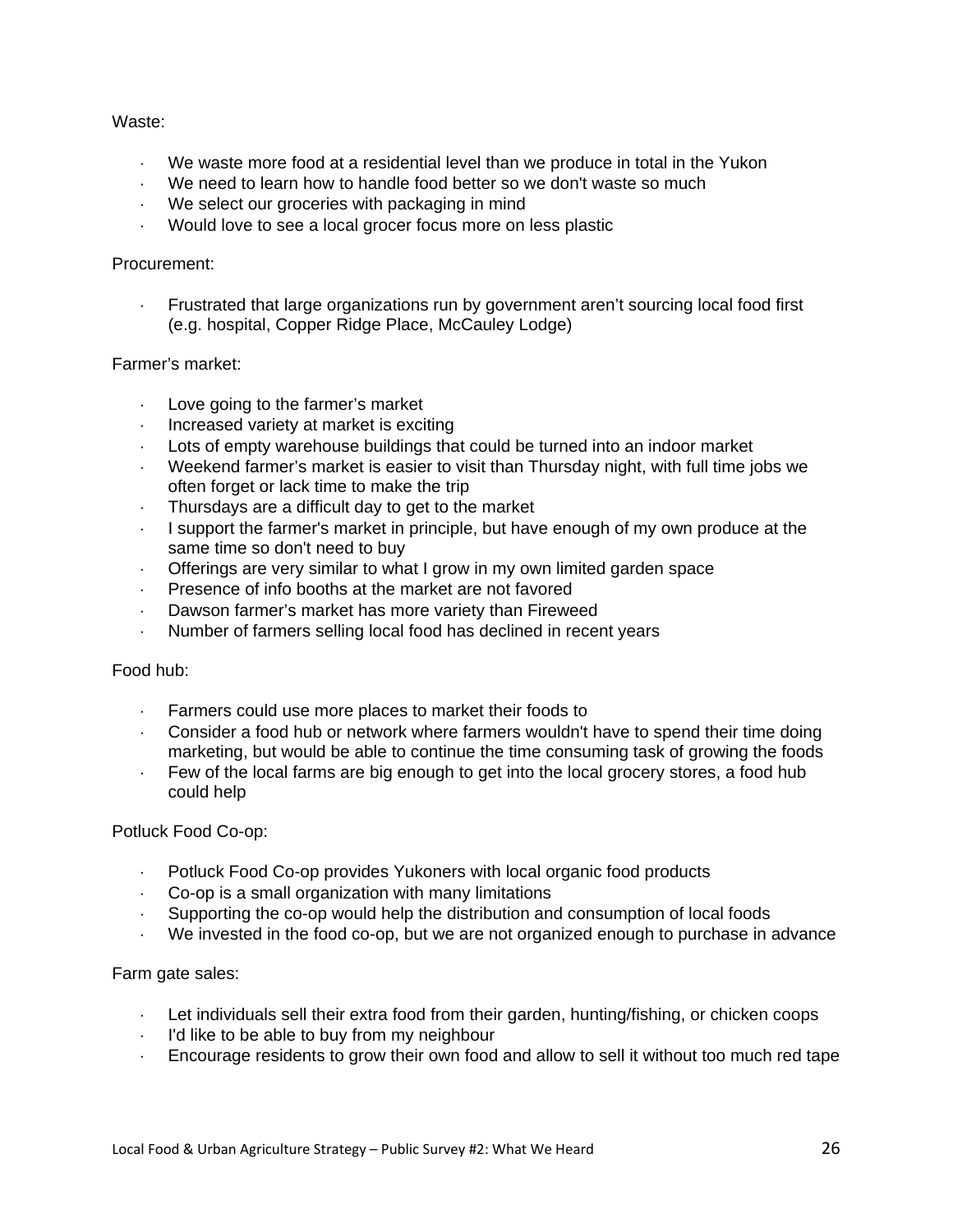Waste:

- We waste more food at a residential level than we produce in total in the Yukon
- We need to learn how to handle food better so we don't waste so much
- We select our groceries with packaging in mind
- Would love to see a local grocer focus more on less plastic

Procurement:

- Frustrated that large organizations run by government aren't sourcing local food first (e.g. hospital, Copper Ridge Place, McCauley Lodge)

Farmer's market:

- Love going to the farmer's market
- Increased variety at market is exciting
- Lots of empty warehouse buildings that could be turned into an indoor market
- Weekend farmer's market is easier to visit than Thursday night, with full time jobs we often forget or lack time to make the trip
- Thursdays are a difficult day to get to the market
- I support the farmer's market in principle, but have enough of my own produce at the same time so don't need to buy
- Offerings are very similar to what I grow in my own limited garden space
- Presence of info booths at the market are not favored
- Dawson farmer's market has more variety than Fireweed
- Number of farmers selling local food has declined in recent years

Food hub:

- Farmers could use more places to market their foods to
- Consider a food hub or network where farmers wouldn't have to spend their time doing marketing, but would be able to continue the time consuming task of growing the foods
- Few of the local farms are big enough to get into the local grocery stores, a food hub could help

Potluck Food Co-op:

- Potluck Food Co-op provides Yukoners with local organic food products
- Co-op is a small organization with many limitations
- Supporting the co-op would help the distribution and consumption of local foods
- We invested in the food co-op, but we are not organized enough to purchase in advance

Farm gate sales:

- Let individuals sell their extra food from their garden, hunting/fishing, or chicken coops
- I'd like to be able to buy from my neighbour
- Encourage residents to grow their own food and allow to sell it without too much red tape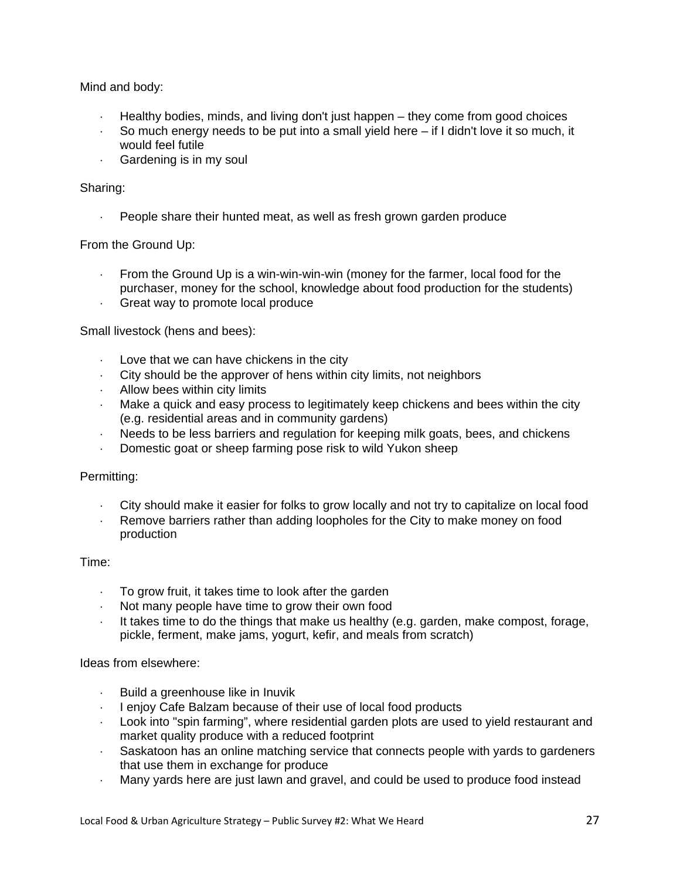Mind and body:

- Healthy bodies, minds, and living don't just happen – they come from good choices
- So much energy needs to be put into a small yield here – if I didn't love it so much, it would feel futile
- Gardening is in my soul

Sharing:

- People share their hunted meat, as well as fresh grown garden produce

From the Ground Up:

- From the Ground Up is a win-win-win-win (money for the farmer, local food for the purchaser, money for the school, knowledge about food production for the students)
- Great way to promote local produce

Small livestock (hens and bees):

- Love that we can have chickens in the city
- City should be the approver of hens within city limits, not neighbors
- Allow bees within city limits
- Make a quick and easy process to legitimately keep chickens and bees within the city (e.g. residential areas and in community gardens)
- Needs to be less barriers and regulation for keeping milk goats, bees, and chickens
- Domestic goat or sheep farming pose risk to wild Yukon sheep

Permitting:

- City should make it easier for folks to grow locally and not try to capitalize on local food
- Remove barriers rather than adding loopholes for the City to make money on food production

Time:

- To grow fruit, it takes time to look after the garden
- Not many people have time to grow their own food
- It takes time to do the things that make us healthy (e.g. garden, make compost, forage, pickle, ferment, make jams, yogurt, kefir, and meals from scratch)

Ideas from elsewhere:

- Build a greenhouse like in Inuvik
- I enjoy Cafe Balzam because of their use of local food products
- Look into "spin farming", where residential garden plots are used to yield restaurant and market quality produce with a reduced footprint
- Saskatoon has an online matching service that connects people with yards to gardeners that use them in exchange for produce
- Many yards here are just lawn and gravel, and could be used to produce food instead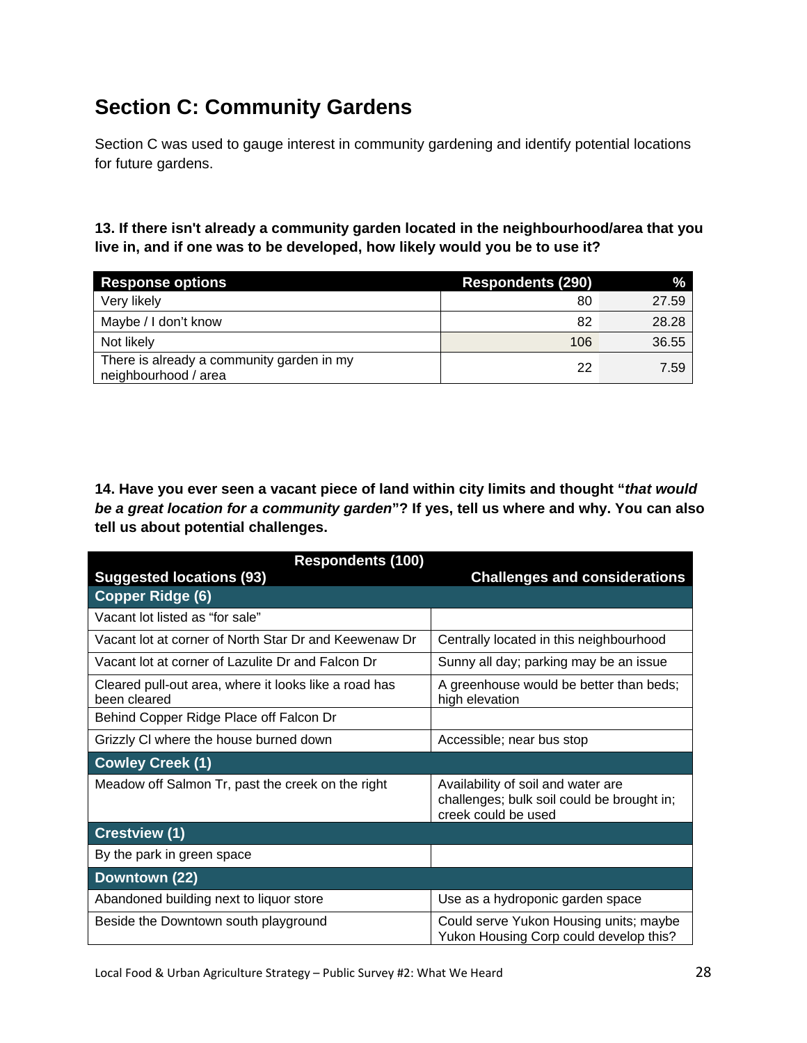## Section C: Community Gardens

Section C was used to gauge interest in community gardening and identify potential locations for future gardens.

**13. If there isn't already a community garden located in the neighbourhood/area that you live in, and if one was to be developed, how likely would you be to use it?**

| Response options | Respondents (290) | % |
|---|---|---|
| Very likely | 80 | 27.59 |
| Maybe / I don't know | 82 | 28.28 |
| Not likely | 106 | 36.55 |
| There is already a community garden in my neighbourhood / area | 22 | 7.59 |

**14. Have you ever seen a vacant piece of land within city limits and thought "*that would be a great location for a community garden*"? If yes, tell us where and why. You can also tell us about potential challenges.**

| Respondents (100) | |
|---|---|
| **Suggested locations (93)** | **Challenges and considerations** |
| **Copper Ridge (6)** | |
| Vacant lot listed as "for sale" | |
| Vacant lot at corner of North Star Dr and Keewenaw Dr | Centrally located in this neighbourhood |
| Vacant lot at corner of Lazulite Dr and Falcon Dr | Sunny all day; parking may be an issue |
| Cleared pull-out area, where it looks like a road has been cleared | A greenhouse would be better than beds; high elevation |
| Behind Copper Ridge Place off Falcon Dr | |
| Grizzly Cl where the house burned down | Accessible; near bus stop |
| **Cowley Creek (1)** | |
| Meadow off Salmon Tr, past the creek on the right | Availability of soil and water are challenges; bulk soil could be brought in; creek could be used |
| **Crestview (1)** | |
| By the park in green space | |
| **Downtown (22)** | |
| Abandoned building next to liquor store | Use as a hydroponic garden space |
| Beside the Downtown south playground | Could serve Yukon Housing units; maybe Yukon Housing Corp could develop this? |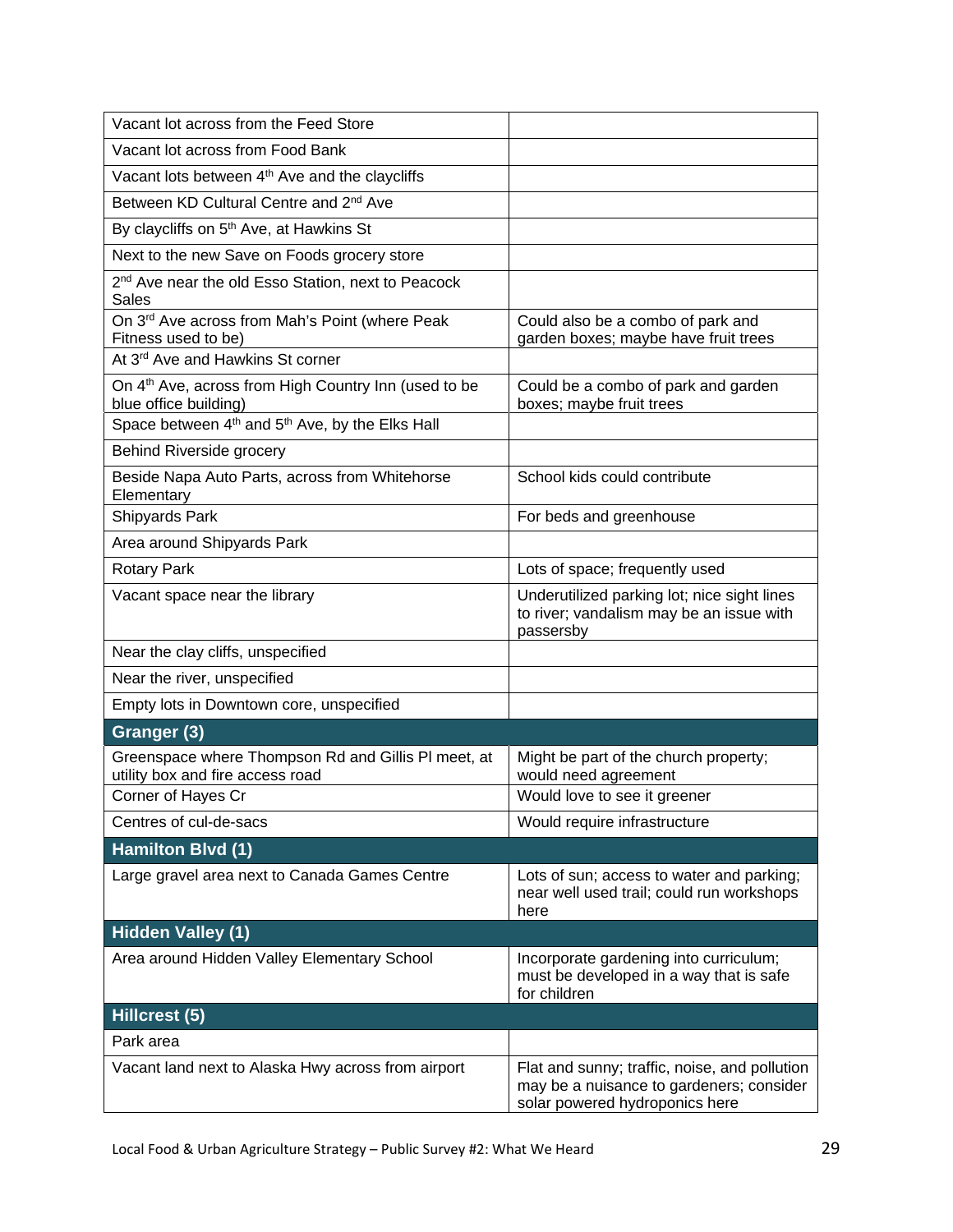| | |
|---|---|
| Vacant lot across from the Feed Store | |
| Vacant lot across from Food Bank | |
| Vacant lots between 4th Ave and the claycliffs | |
| Between KD Cultural Centre and 2nd Ave | |
| By claycliffs on 5th Ave, at Hawkins St | |
| Next to the new Save on Foods grocery store | |
| 2nd Ave near the old Esso Station, next to Peacock Sales | |
| On 3rd Ave across from Mah's Point (where Peak Fitness used to be) | Could also be a combo of park and garden boxes; maybe have fruit trees |
| At 3rd Ave and Hawkins St corner | |
| On 4th Ave, across from High Country Inn (used to be blue office building) | Could be a combo of park and garden boxes; maybe fruit trees |
| Space between 4th and 5th Ave, by the Elks Hall | |
| Behind Riverside grocery | |
| Beside Napa Auto Parts, across from Whitehorse Elementary | School kids could contribute |
| Shipyards Park | For beds and greenhouse |
| Area around Shipyards Park | |
| Rotary Park | Lots of space; frequently used |
| Vacant space near the library | Underutilized parking lot; nice sight lines to river; vandalism may be an issue with passersby |
| Near the clay cliffs, unspecified | |
| Near the river, unspecified | |
| Empty lots in Downtown core, unspecified | |
| **Granger (3)** | |
| Greenspace where Thompson Rd and Gillis Pl meet, at utility box and fire access road | Might be part of the church property; would need agreement |
| Corner of Hayes Cr | Would love to see it greener |
| Centres of cul-de-sacs | Would require infrastructure |
| **Hamilton Blvd (1)** | |
| Large gravel area next to Canada Games Centre | Lots of sun; access to water and parking; near well used trail; could run workshops here |
| **Hidden Valley (1)** | |
| Area around Hidden Valley Elementary School | Incorporate gardening into curriculum; must be developed in a way that is safe for children |
| **Hillcrest (5)** | |
| Park area | |
| Vacant land next to Alaska Hwy across from airport | Flat and sunny; traffic, noise, and pollution may be a nuisance to gardeners; consider solar powered hydroponics here |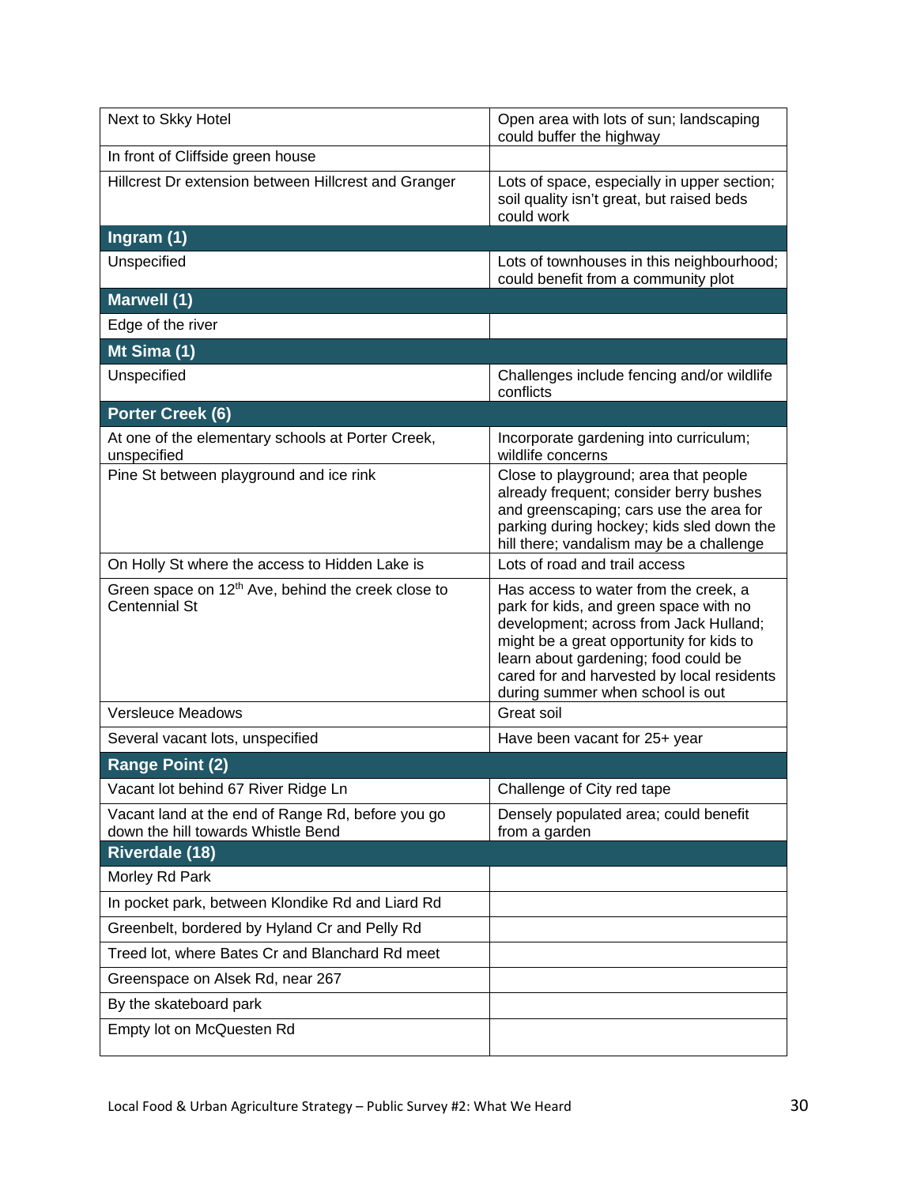| | |
|---|---|
| Next to Skky Hotel | Open area with lots of sun; landscaping could buffer the highway |
| In front of Cliffside green house | |
| Hillcrest Dr extension between Hillcrest and Granger | Lots of space, especially in upper section; soil quality isn't great, but raised beds could work |
| **Ingram (1)** | |
| Unspecified | Lots of townhouses in this neighbourhood; could benefit from a community plot |
| **Marwell (1)** | |
| Edge of the river | |
| **Mt Sima (1)** | |
| Unspecified | Challenges include fencing and/or wildlife conflicts |
| **Porter Creek (6)** | |
| At one of the elementary schools at Porter Creek, unspecified | Incorporate gardening into curriculum; wildlife concerns |
| Pine St between playground and ice rink | Close to playground; area that people already frequent; consider berry bushes and greenscaping; cars use the area for parking during hockey; kids sled down the hill there; vandalism may be a challenge |
| On Holly St where the access to Hidden Lake is | Lots of road and trail access |
| Green space on 12th Ave, behind the creek close to Centennial St | Has access to water from the creek, a park for kids, and green space with no development; across from Jack Hulland; might be a great opportunity for kids to learn about gardening; food could be cared for and harvested by local residents during summer when school is out |
| Versleuce Meadows | Great soil |
| Several vacant lots, unspecified | Have been vacant for 25+ year |
| **Range Point (2)** | |
| Vacant lot behind 67 River Ridge Ln | Challenge of City red tape |
| Vacant land at the end of Range Rd, before you go down the hill towards Whistle Bend | Densely populated area; could benefit from a garden |
| **Riverdale (18)** | |
| Morley Rd Park | |
| In pocket park, between Klondike Rd and Liard Rd | |
| Greenbelt, bordered by Hyland Cr and Pelly Rd | |
| Treed lot, where Bates Cr and Blanchard Rd meet | |
| Greenspace on Alsek Rd, near 267 | |
| By the skateboard park | |
| Empty lot on McQuesten Rd | |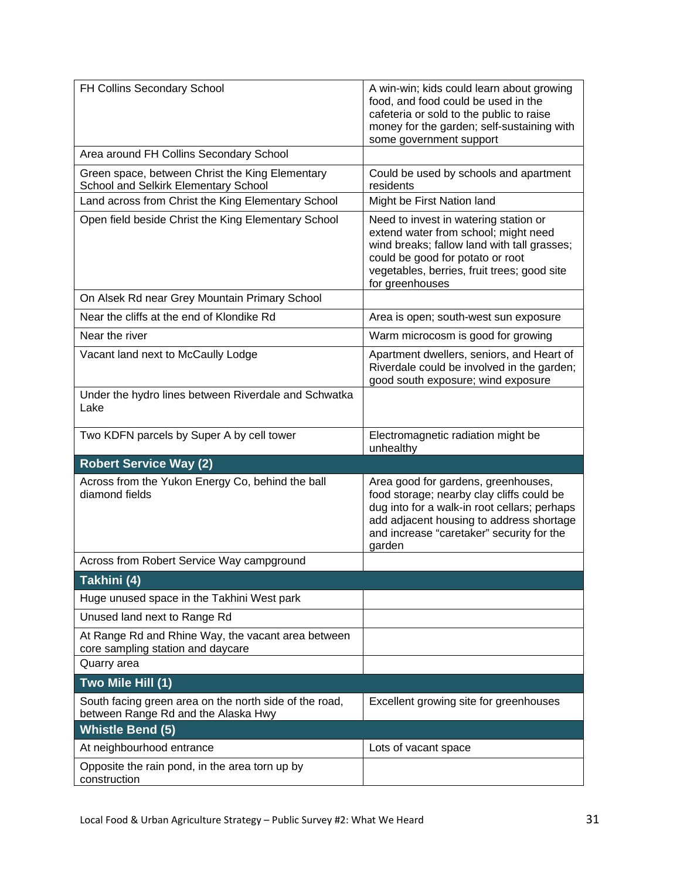| | |
|---|---|
| FH Collins Secondary School | A win-win; kids could learn about growing food, and food could be used in the cafeteria or sold to the public to raise money for the garden; self-sustaining with some government support |
| Area around FH Collins Secondary School | |
| Green space, between Christ the King Elementary School and Selkirk Elementary School | Could be used by schools and apartment residents |
| Land across from Christ the King Elementary School | Might be First Nation land |
| Open field beside Christ the King Elementary School | Need to invest in watering station or extend water from school; might need wind breaks; fallow land with tall grasses; could be good for potato or root vegetables, berries, fruit trees; good site for greenhouses |
| On Alsek Rd near Grey Mountain Primary School | |
| Near the cliffs at the end of Klondike Rd | Area is open; south-west sun exposure |
| Near the river | Warm microcosm is good for growing |
| Vacant land next to McCaully Lodge | Apartment dwellers, seniors, and Heart of Riverdale could be involved in the garden; good south exposure; wind exposure |
| Under the hydro lines between Riverdale and Schwatka Lake | |
| Two KDFN parcels by Super A by cell tower | Electromagnetic radiation might be unhealthy |
| **Robert Service Way (2)** | |
| Across from the Yukon Energy Co, behind the ball diamond fields | Area good for gardens, greenhouses, food storage; nearby clay cliffs could be dug into for a walk-in root cellars; perhaps add adjacent housing to address shortage and increase "caretaker" security for the garden |
| Across from Robert Service Way campground | |
| **Takhini (4)** | |
| Huge unused space in the Takhini West park | |
| Unused land next to Range Rd | |
| At Range Rd and Rhine Way, the vacant area between core sampling station and daycare | |
| Quarry area | |
| **Two Mile Hill (1)** | |
| South facing green area on the north side of the road, between Range Rd and the Alaska Hwy | Excellent growing site for greenhouses |
| **Whistle Bend (5)** | |
| At neighbourhood entrance | Lots of vacant space |
| Opposite the rain pond, in the area torn up by construction | |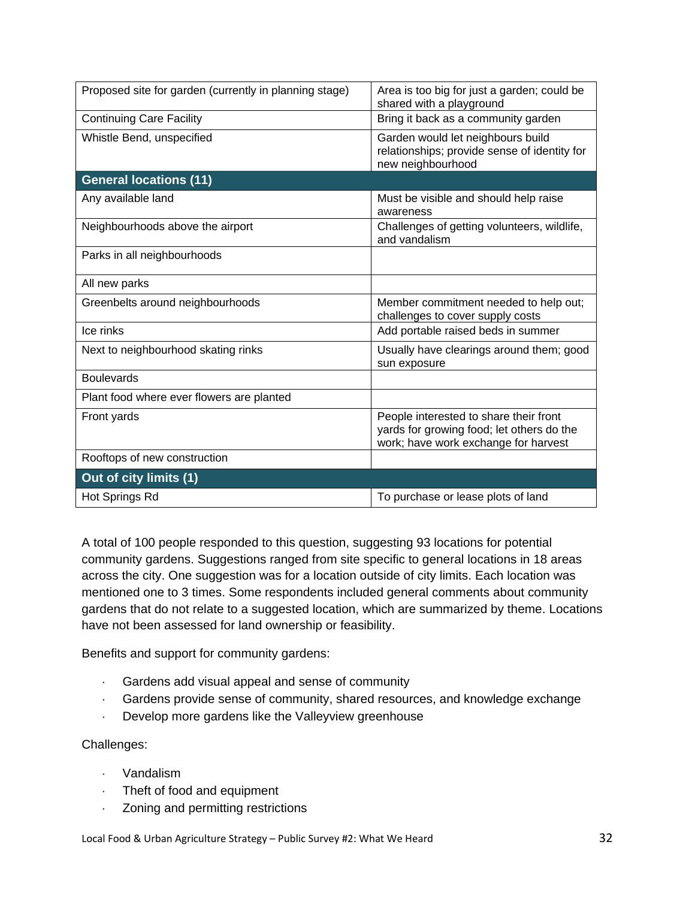| | |
|---|---|
| Proposed site for garden (currently in planning stage) | Area is too big for just a garden; could be shared with a playground |
| Continuing Care Facility | Bring it back as a community garden |
| Whistle Bend, unspecified | Garden would let neighbours build relationships; provide sense of identity for new neighbourhood |
| **General locations (11)** | |
| Any available land | Must be visible and should help raise awareness |
| Neighbourhoods above the airport | Challenges of getting volunteers, wildlife, and vandalism |
| Parks in all neighbourhoods | |
| All new parks | |
| Greenbelts around neighbourhoods | Member commitment needed to help out; challenges to cover supply costs |
| Ice rinks | Add portable raised beds in summer |
| Next to neighbourhood skating rinks | Usually have clearings around them; good sun exposure |
| Boulevards | |
| Plant food where ever flowers are planted | |
| Front yards | People interested to share their front yards for growing food; let others do the work; have work exchange for harvest |
| Rooftops of new construction | |
| **Out of city limits (1)** | |
| Hot Springs Rd | To purchase or lease plots of land |

A total of 100 people responded to this question, suggesting 93 locations for potential community gardens. Suggestions ranged from site specific to general locations in 18 areas across the city. One suggestion was for a location outside of city limits. Each location was mentioned one to 3 times. Some respondents included general comments about community gardens that do not relate to a suggested location, which are summarized by theme. Locations have not been assessed for land ownership or feasibility.

Benefits and support for community gardens:

- Gardens add visual appeal and sense of community
- Gardens provide sense of community, shared resources, and knowledge exchange
- Develop more gardens like the Valleyview greenhouse

Challenges:

- Vandalism
- Theft of food and equipment
- Zoning and permitting restrictions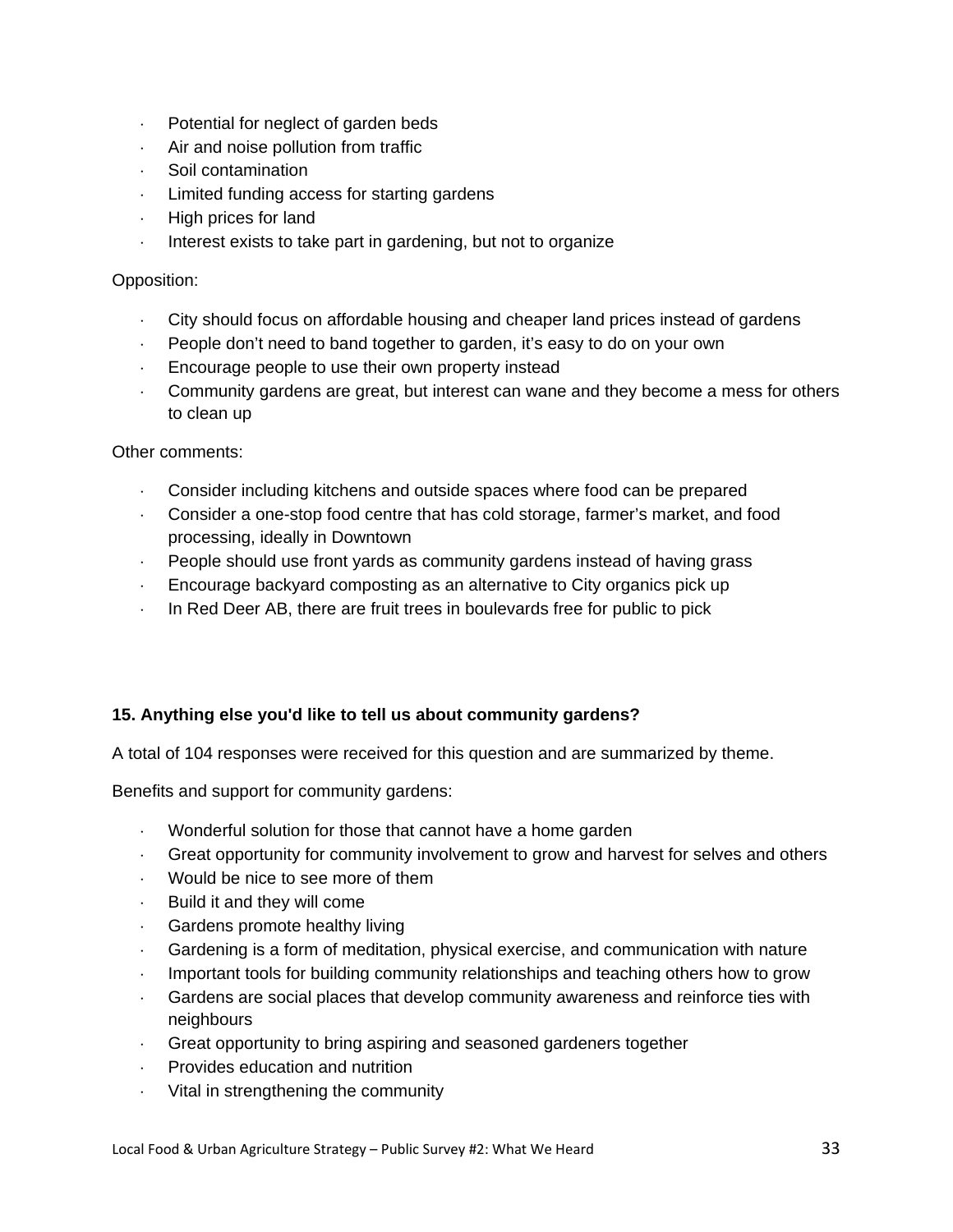- Potential for neglect of garden beds
- Air and noise pollution from traffic
- Soil contamination
- Limited funding access for starting gardens
- High prices for land
- Interest exists to take part in gardening, but not to organize

Opposition:

- City should focus on affordable housing and cheaper land prices instead of gardens
- People don't need to band together to garden, it's easy to do on your own
- Encourage people to use their own property instead
- Community gardens are great, but interest can wane and they become a mess for others to clean up

Other comments:

- Consider including kitchens and outside spaces where food can be prepared
- Consider a one-stop food centre that has cold storage, farmer's market, and food processing, ideally in Downtown
- People should use front yards as community gardens instead of having grass
- Encourage backyard composting as an alternative to City organics pick up
- In Red Deer AB, there are fruit trees in boulevards free for public to pick

**15. Anything else you'd like to tell us about community gardens?**

A total of 104 responses were received for this question and are summarized by theme.

Benefits and support for community gardens:

- Wonderful solution for those that cannot have a home garden
- Great opportunity for community involvement to grow and harvest for selves and others
- Would be nice to see more of them
- Build it and they will come
- Gardens promote healthy living
- Gardening is a form of meditation, physical exercise, and communication with nature
- Important tools for building community relationships and teaching others how to grow
- Gardens are social places that develop community awareness and reinforce ties with neighbours
- Great opportunity to bring aspiring and seasoned gardeners together
- Provides education and nutrition
- Vital in strengthening the community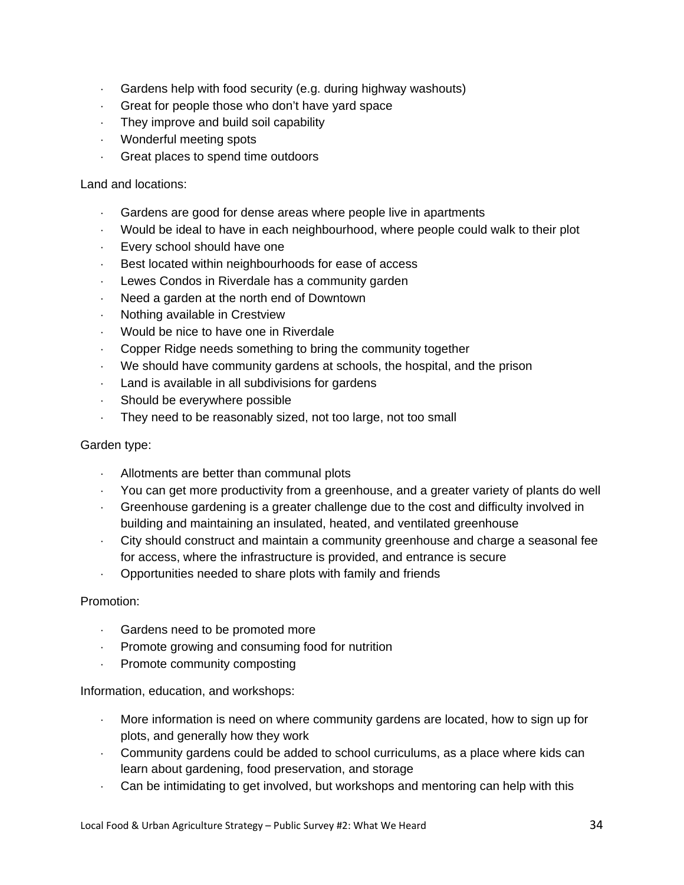- Gardens help with food security (e.g. during highway washouts)
- Great for people those who don't have yard space
- They improve and build soil capability
- Wonderful meeting spots
- Great places to spend time outdoors

Land and locations:

- Gardens are good for dense areas where people live in apartments
- Would be ideal to have in each neighbourhood, where people could walk to their plot
- Every school should have one
- Best located within neighbourhoods for ease of access
- Lewes Condos in Riverdale has a community garden
- Need a garden at the north end of Downtown
- Nothing available in Crestview
- Would be nice to have one in Riverdale
- Copper Ridge needs something to bring the community together
- We should have community gardens at schools, the hospital, and the prison
- Land is available in all subdivisions for gardens
- Should be everywhere possible
- They need to be reasonably sized, not too large, not too small

Garden type:

- Allotments are better than communal plots
- You can get more productivity from a greenhouse, and a greater variety of plants do well
- Greenhouse gardening is a greater challenge due to the cost and difficulty involved in building and maintaining an insulated, heated, and ventilated greenhouse
- City should construct and maintain a community greenhouse and charge a seasonal fee for access, where the infrastructure is provided, and entrance is secure
- Opportunities needed to share plots with family and friends

Promotion:

- Gardens need to be promoted more
- Promote growing and consuming food for nutrition
- Promote community composting

Information, education, and workshops:

- More information is need on where community gardens are located, how to sign up for plots, and generally how they work
- Community gardens could be added to school curriculums, as a place where kids can learn about gardening, food preservation, and storage
- Can be intimidating to get involved, but workshops and mentoring can help with this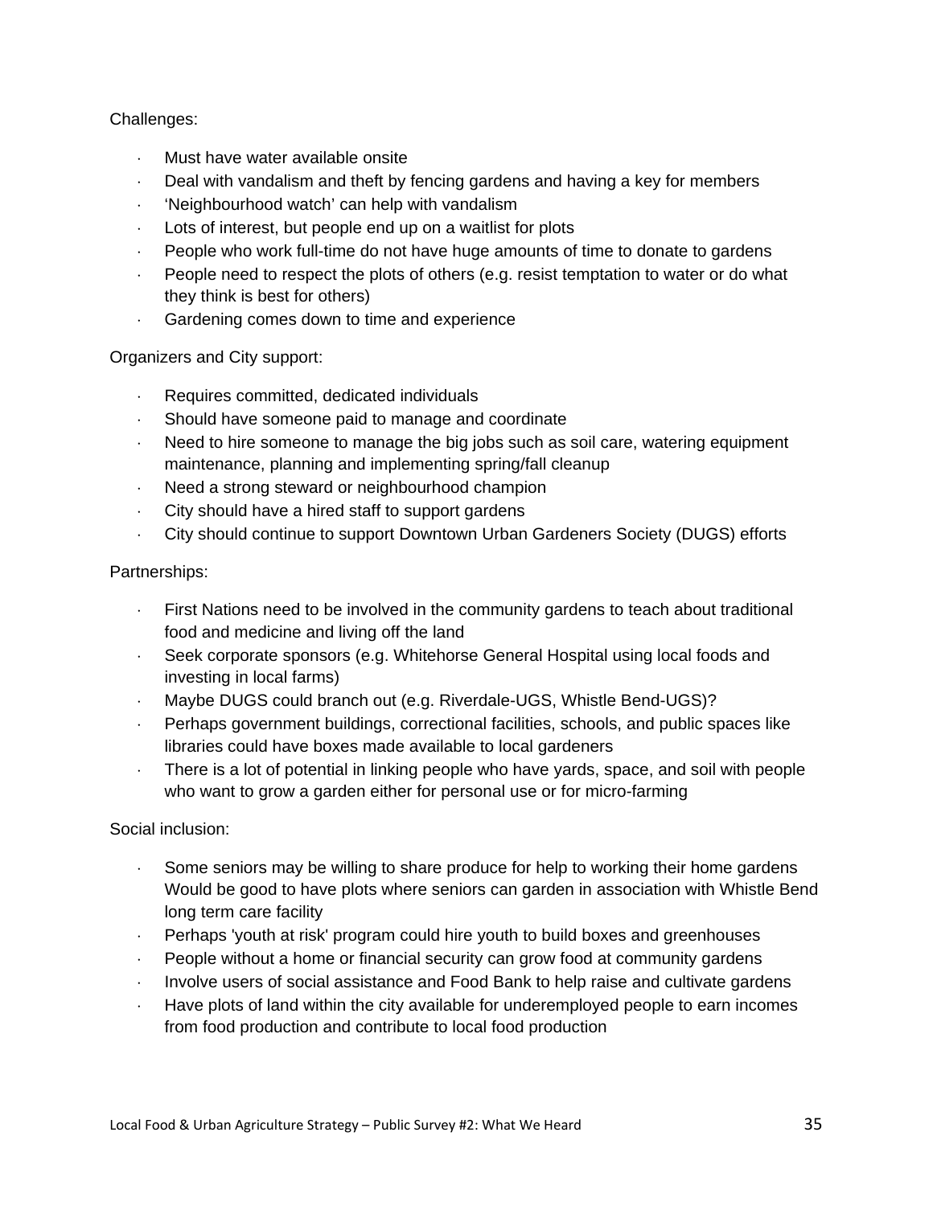Challenges:

- Must have water available onsite
- Deal with vandalism and theft by fencing gardens and having a key for members
- 'Neighbourhood watch' can help with vandalism
- Lots of interest, but people end up on a waitlist for plots
- People who work full-time do not have huge amounts of time to donate to gardens
- People need to respect the plots of others (e.g. resist temptation to water or do what they think is best for others)
- Gardening comes down to time and experience

Organizers and City support:

- Requires committed, dedicated individuals
- Should have someone paid to manage and coordinate
- Need to hire someone to manage the big jobs such as soil care, watering equipment maintenance, planning and implementing spring/fall cleanup
- Need a strong steward or neighbourhood champion
- City should have a hired staff to support gardens
- City should continue to support Downtown Urban Gardeners Society (DUGS) efforts

Partnerships:

- First Nations need to be involved in the community gardens to teach about traditional food and medicine and living off the land
- Seek corporate sponsors (e.g. Whitehorse General Hospital using local foods and investing in local farms)
- Maybe DUGS could branch out (e.g. Riverdale-UGS, Whistle Bend-UGS)?
- Perhaps government buildings, correctional facilities, schools, and public spaces like libraries could have boxes made available to local gardeners
- There is a lot of potential in linking people who have yards, space, and soil with people who want to grow a garden either for personal use or for micro-farming

Social inclusion:

- Some seniors may be willing to share produce for help to working their home gardens Would be good to have plots where seniors can garden in association with Whistle Bend long term care facility
- Perhaps 'youth at risk' program could hire youth to build boxes and greenhouses
- People without a home or financial security can grow food at community gardens
- Involve users of social assistance and Food Bank to help raise and cultivate gardens
- Have plots of land within the city available for underemployed people to earn incomes from food production and contribute to local food production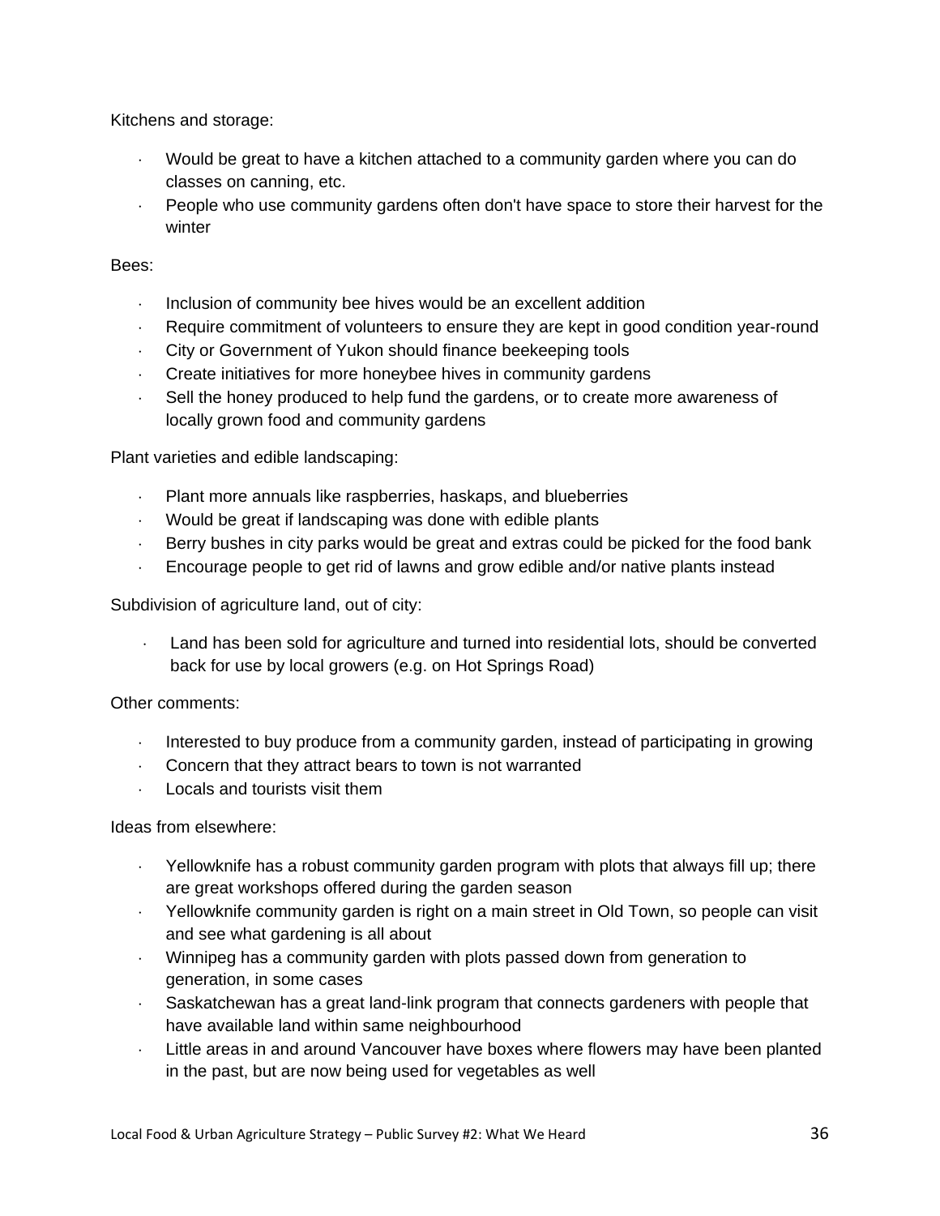Kitchens and storage:

- Would be great to have a kitchen attached to a community garden where you can do classes on canning, etc.
- People who use community gardens often don't have space to store their harvest for the winter

Bees:

- Inclusion of community bee hives would be an excellent addition
- Require commitment of volunteers to ensure they are kept in good condition year-round
- City or Government of Yukon should finance beekeeping tools
- Create initiatives for more honeybee hives in community gardens
- Sell the honey produced to help fund the gardens, or to create more awareness of locally grown food and community gardens

Plant varieties and edible landscaping:

- Plant more annuals like raspberries, haskaps, and blueberries
- Would be great if landscaping was done with edible plants
- Berry bushes in city parks would be great and extras could be picked for the food bank
- Encourage people to get rid of lawns and grow edible and/or native plants instead

Subdivision of agriculture land, out of city:

- Land has been sold for agriculture and turned into residential lots, should be converted back for use by local growers (e.g. on Hot Springs Road)

Other comments:

- Interested to buy produce from a community garden, instead of participating in growing
- Concern that they attract bears to town is not warranted
- Locals and tourists visit them

Ideas from elsewhere:

- Yellowknife has a robust community garden program with plots that always fill up; there are great workshops offered during the garden season
- Yellowknife community garden is right on a main street in Old Town, so people can visit and see what gardening is all about
- Winnipeg has a community garden with plots passed down from generation to generation, in some cases
- Saskatchewan has a great land-link program that connects gardeners with people that have available land within same neighbourhood
- Little areas in and around Vancouver have boxes where flowers may have been planted in the past, but are now being used for vegetables as well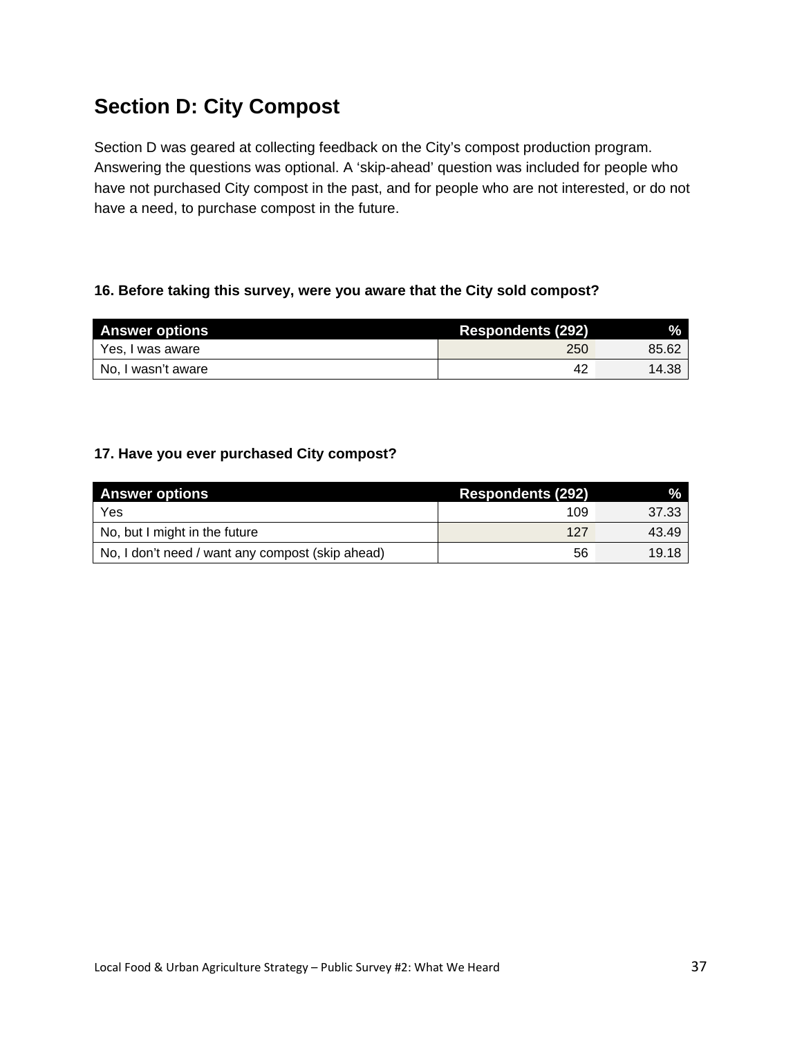## Section D: City Compost

Section D was geared at collecting feedback on the City's compost production program. Answering the questions was optional. A 'skip-ahead' question was included for people who have not purchased City compost in the past, and for people who are not interested, or do not have a need, to purchase compost in the future.

**16. Before taking this survey, were you aware that the City sold compost?**

| Answer options | Respondents (292) | % |
|---|---|---|
| Yes, I was aware | 250 | 85.62 |
| No, I wasn't aware | 42 | 14.38 |

**17. Have you ever purchased City compost?**

| Answer options | Respondents (292) | % |
|---|---|---|
| Yes | 109 | 37.33 |
| No, but I might in the future | 127 | 43.49 |
| No, I don't need / want any compost (skip ahead) | 56 | 19.18 |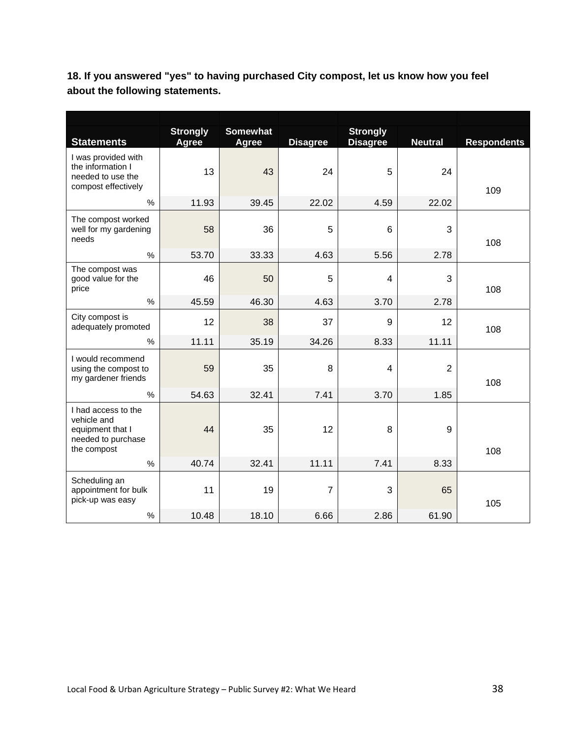**18. If you answered "yes" to having purchased City compost, let us know how you feel about the following statements.**

| Statements | Strongly Agree | Somewhat Agree | Disagree | Strongly Disagree | Neutral | Respondents |
|---|---|---|---|---|---|---|
| I was provided with the information I needed to use the compost effectively | 13 | 43 | 24 | 5 | 24 | 109 |
| % | 11.93 | 39.45 | 22.02 | 4.59 | 22.02 | |
| The compost worked well for my gardening needs | 58 | 36 | 5 | 6 | 3 | 108 |
| % | 53.70 | 33.33 | 4.63 | 5.56 | 2.78 | |
| The compost was good value for the price | 46 | 50 | 5 | 4 | 3 | 108 |
| % | 45.59 | 46.30 | 4.63 | 3.70 | 2.78 | |
| City compost is adequately promoted | 12 | 38 | 37 | 9 | 12 | 108 |
| % | 11.11 | 35.19 | 34.26 | 8.33 | 11.11 | |
| I would recommend using the compost to my gardener friends | 59 | 35 | 8 | 4 | 2 | 108 |
| % | 54.63 | 32.41 | 7.41 | 3.70 | 1.85 | |
| I had access to the vehicle and equipment that I needed to purchase the compost | 44 | 35 | 12 | 8 | 9 | 108 |
| % | 40.74 | 32.41 | 11.11 | 7.41 | 8.33 | |
| Scheduling an appointment for bulk pick-up was easy | 11 | 19 | 7 | 3 | 65 | 105 |
| % | 10.48 | 18.10 | 6.66 | 2.86 | 61.90 | |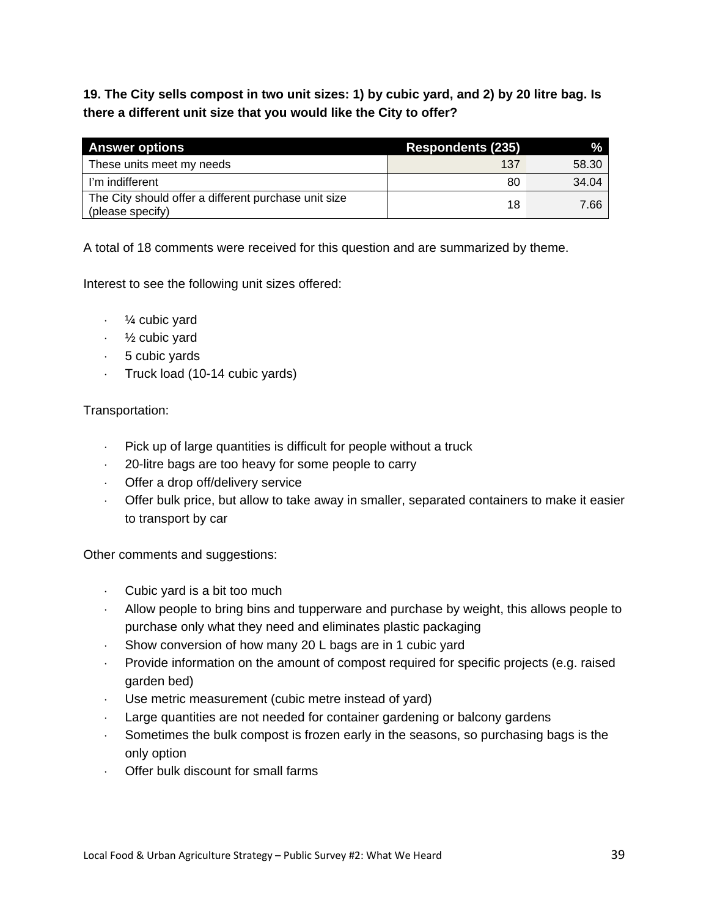**19. The City sells compost in two unit sizes: 1) by cubic yard, and 2) by 20 litre bag. Is there a different unit size that you would like the City to offer?**

| Answer options | Respondents (235) | % |
|---|---|---|
| These units meet my needs | 137 | 58.30 |
| I'm indifferent | 80 | 34.04 |
| The City should offer a different purchase unit size (please specify) | 18 | 7.66 |

A total of 18 comments were received for this question and are summarized by theme.

Interest to see the following unit sizes offered:

- ¼ cubic yard
- ½ cubic yard
- 5 cubic yards
- Truck load (10-14 cubic yards)

Transportation:

- Pick up of large quantities is difficult for people without a truck
- 20-litre bags are too heavy for some people to carry
- Offer a drop off/delivery service
- Offer bulk price, but allow to take away in smaller, separated containers to make it easier to transport by car

Other comments and suggestions:

- Cubic yard is a bit too much
- Allow people to bring bins and tupperware and purchase by weight, this allows people to purchase only what they need and eliminates plastic packaging
- Show conversion of how many 20 L bags are in 1 cubic yard
- Provide information on the amount of compost required for specific projects (e.g. raised garden bed)
- Use metric measurement (cubic metre instead of yard)
- Large quantities are not needed for container gardening or balcony gardens
- Sometimes the bulk compost is frozen early in the seasons, so purchasing bags is the only option
- Offer bulk discount for small farms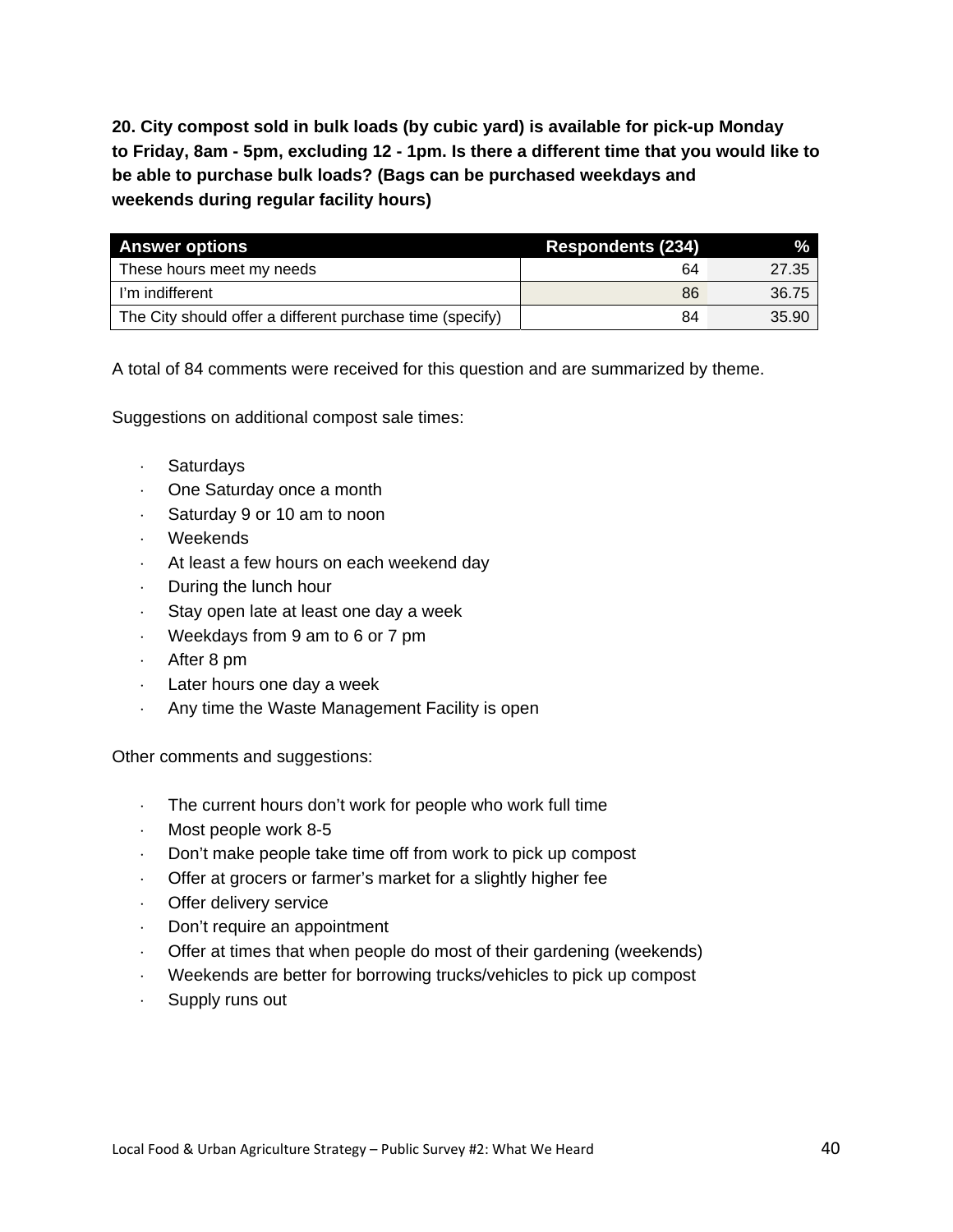**20. City compost sold in bulk loads (by cubic yard) is available for pick-up Monday to Friday, 8am - 5pm, excluding 12 - 1pm. Is there a different time that you would like to be able to purchase bulk loads? (Bags can be purchased weekdays and weekends during regular facility hours)**

| Answer options | Respondents (234) | % |
|---|---|---|
| These hours meet my needs | 64 | 27.35 |
| I'm indifferent | 86 | 36.75 |
| The City should offer a different purchase time (specify) | 84 | 35.90 |

A total of 84 comments were received for this question and are summarized by theme.

Suggestions on additional compost sale times:

- Saturdays
- One Saturday once a month
- Saturday 9 or 10 am to noon
- Weekends
- At least a few hours on each weekend day
- During the lunch hour
- Stay open late at least one day a week
- Weekdays from 9 am to 6 or 7 pm
- After 8 pm
- Later hours one day a week
- Any time the Waste Management Facility is open

Other comments and suggestions:

- The current hours don't work for people who work full time
- Most people work 8-5
- Don't make people take time off from work to pick up compost
- Offer at grocers or farmer's market for a slightly higher fee
- Offer delivery service
- Don't require an appointment
- Offer at times that when people do most of their gardening (weekends)
- Weekends are better for borrowing trucks/vehicles to pick up compost
- Supply runs out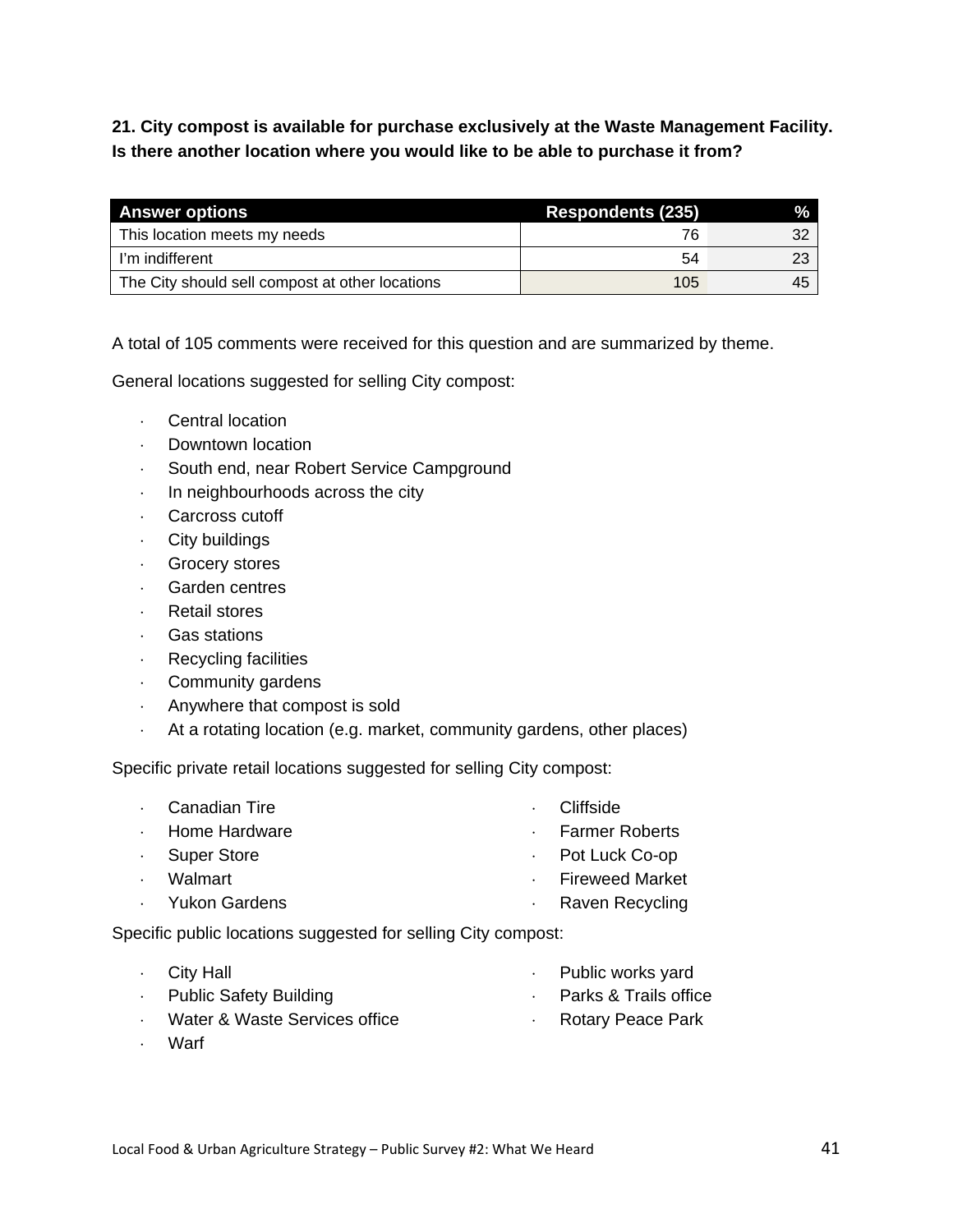**21. City compost is available for purchase exclusively at the Waste Management Facility. Is there another location where you would like to be able to purchase it from?**

| Answer options | Respondents (235) | % |
|---|---|---|
| This location meets my needs | 76 | 32 |
| I'm indifferent | 54 | 23 |
| The City should sell compost at other locations | 105 | 45 |

A total of 105 comments were received for this question and are summarized by theme.

General locations suggested for selling City compost:

- Central location
- Downtown location
- South end, near Robert Service Campground
- In neighbourhoods across the city
- Carcross cutoff
- City buildings
- Grocery stores
- Garden centres
- Retail stores
- Gas stations
- Recycling facilities
- Community gardens
- Anywhere that compost is sold
- At a rotating location (e.g. market, community gardens, other places)

Specific private retail locations suggested for selling City compost:

- Canadian Tire
- Home Hardware
- Super Store
- Walmart
- Yukon Gardens
- Cliffside
- Farmer Roberts
- Pot Luck Co-op
- Fireweed Market
- Raven Recycling

Specific public locations suggested for selling City compost:

- City Hall
- Public Safety Building
- Water & Waste Services office
- Warf
- Public works yard
- Parks & Trails office
- Rotary Peace Park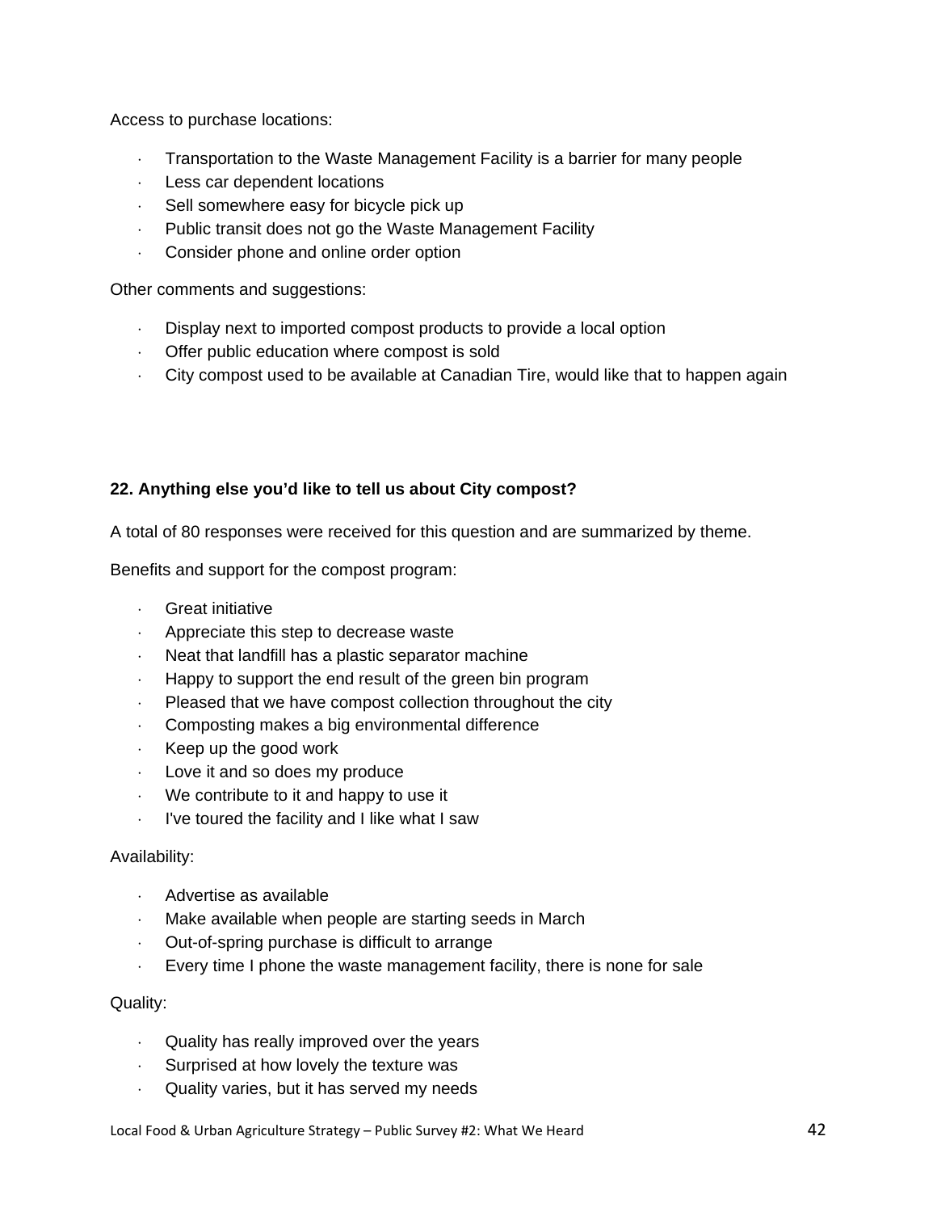Access to purchase locations:

- Transportation to the Waste Management Facility is a barrier for many people
- Less car dependent locations
- Sell somewhere easy for bicycle pick up
- Public transit does not go the Waste Management Facility
- Consider phone and online order option

Other comments and suggestions:

- Display next to imported compost products to provide a local option
- Offer public education where compost is sold
- City compost used to be available at Canadian Tire, would like that to happen again

**22. Anything else you'd like to tell us about City compost?**

A total of 80 responses were received for this question and are summarized by theme.

Benefits and support for the compost program:

- Great initiative
- Appreciate this step to decrease waste
- Neat that landfill has a plastic separator machine
- Happy to support the end result of the green bin program
- Pleased that we have compost collection throughout the city
- Composting makes a big environmental difference
- Keep up the good work
- Love it and so does my produce
- We contribute to it and happy to use it
- I've toured the facility and I like what I saw

Availability:

- Advertise as available
- Make available when people are starting seeds in March
- Out-of-spring purchase is difficult to arrange
- Every time I phone the waste management facility, there is none for sale

Quality:

- Quality has really improved over the years
- Surprised at how lovely the texture was
- Quality varies, but it has served my needs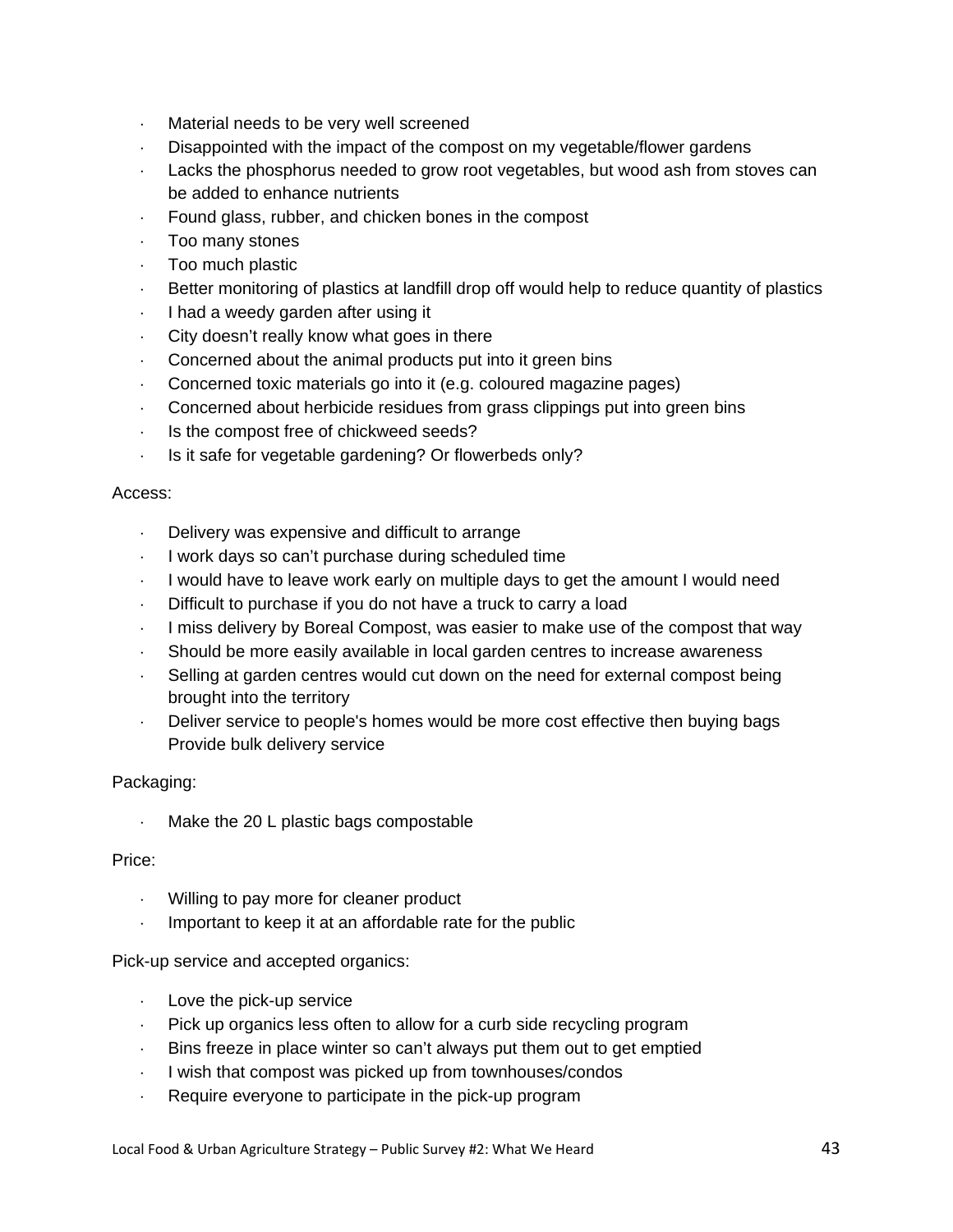- Material needs to be very well screened
- Disappointed with the impact of the compost on my vegetable/flower gardens
- Lacks the phosphorus needed to grow root vegetables, but wood ash from stoves can be added to enhance nutrients
- Found glass, rubber, and chicken bones in the compost
- Too many stones
- Too much plastic
- Better monitoring of plastics at landfill drop off would help to reduce quantity of plastics
- I had a weedy garden after using it
- City doesn't really know what goes in there
- Concerned about the animal products put into it green bins
- Concerned toxic materials go into it (e.g. coloured magazine pages)
- Concerned about herbicide residues from grass clippings put into green bins
- Is the compost free of chickweed seeds?
- Is it safe for vegetable gardening? Or flowerbeds only?

Access:

- Delivery was expensive and difficult to arrange
- I work days so can't purchase during scheduled time
- I would have to leave work early on multiple days to get the amount I would need
- Difficult to purchase if you do not have a truck to carry a load
- I miss delivery by Boreal Compost, was easier to make use of the compost that way
- Should be more easily available in local garden centres to increase awareness
- Selling at garden centres would cut down on the need for external compost being brought into the territory
- Deliver service to people's homes would be more cost effective then buying bags Provide bulk delivery service

Packaging:

- Make the 20 L plastic bags compostable

Price:

- Willing to pay more for cleaner product
- Important to keep it at an affordable rate for the public

Pick-up service and accepted organics:

- Love the pick-up service
- Pick up organics less often to allow for a curb side recycling program
- Bins freeze in place winter so can't always put them out to get emptied
- I wish that compost was picked up from townhouses/condos
- Require everyone to participate in the pick-up program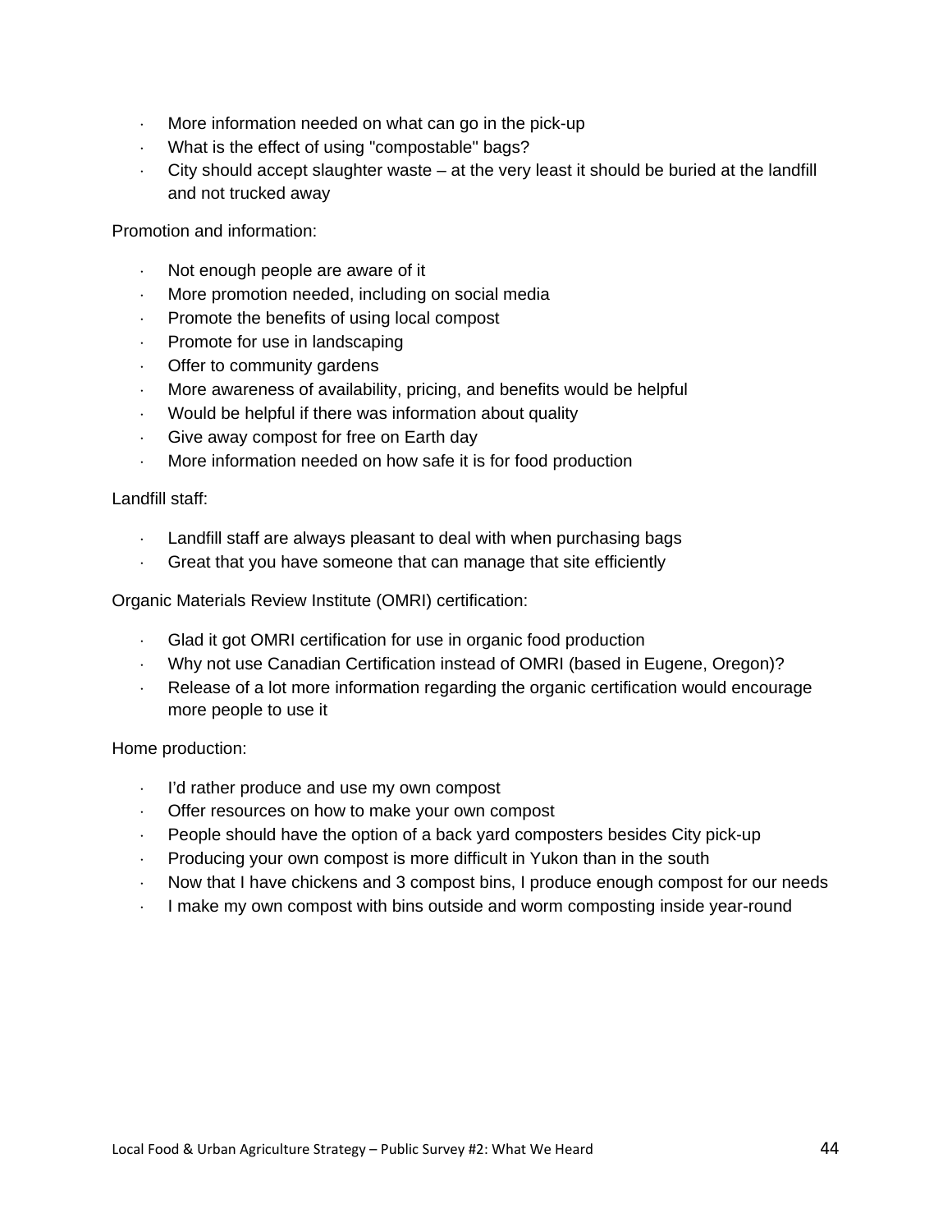- More information needed on what can go in the pick-up
- What is the effect of using "compostable" bags?
- City should accept slaughter waste – at the very least it should be buried at the landfill and not trucked away

Promotion and information:

- Not enough people are aware of it
- More promotion needed, including on social media
- Promote the benefits of using local compost
- Promote for use in landscaping
- Offer to community gardens
- More awareness of availability, pricing, and benefits would be helpful
- Would be helpful if there was information about quality
- Give away compost for free on Earth day
- More information needed on how safe it is for food production

Landfill staff:

- Landfill staff are always pleasant to deal with when purchasing bags
- Great that you have someone that can manage that site efficiently

Organic Materials Review Institute (OMRI) certification:

- Glad it got OMRI certification for use in organic food production
- Why not use Canadian Certification instead of OMRI (based in Eugene, Oregon)?
- Release of a lot more information regarding the organic certification would encourage more people to use it

Home production:

- I'd rather produce and use my own compost
- Offer resources on how to make your own compost
- People should have the option of a back yard composters besides City pick-up
- Producing your own compost is more difficult in Yukon than in the south
- Now that I have chickens and 3 compost bins, I produce enough compost for our needs
- I make my own compost with bins outside and worm composting inside year-round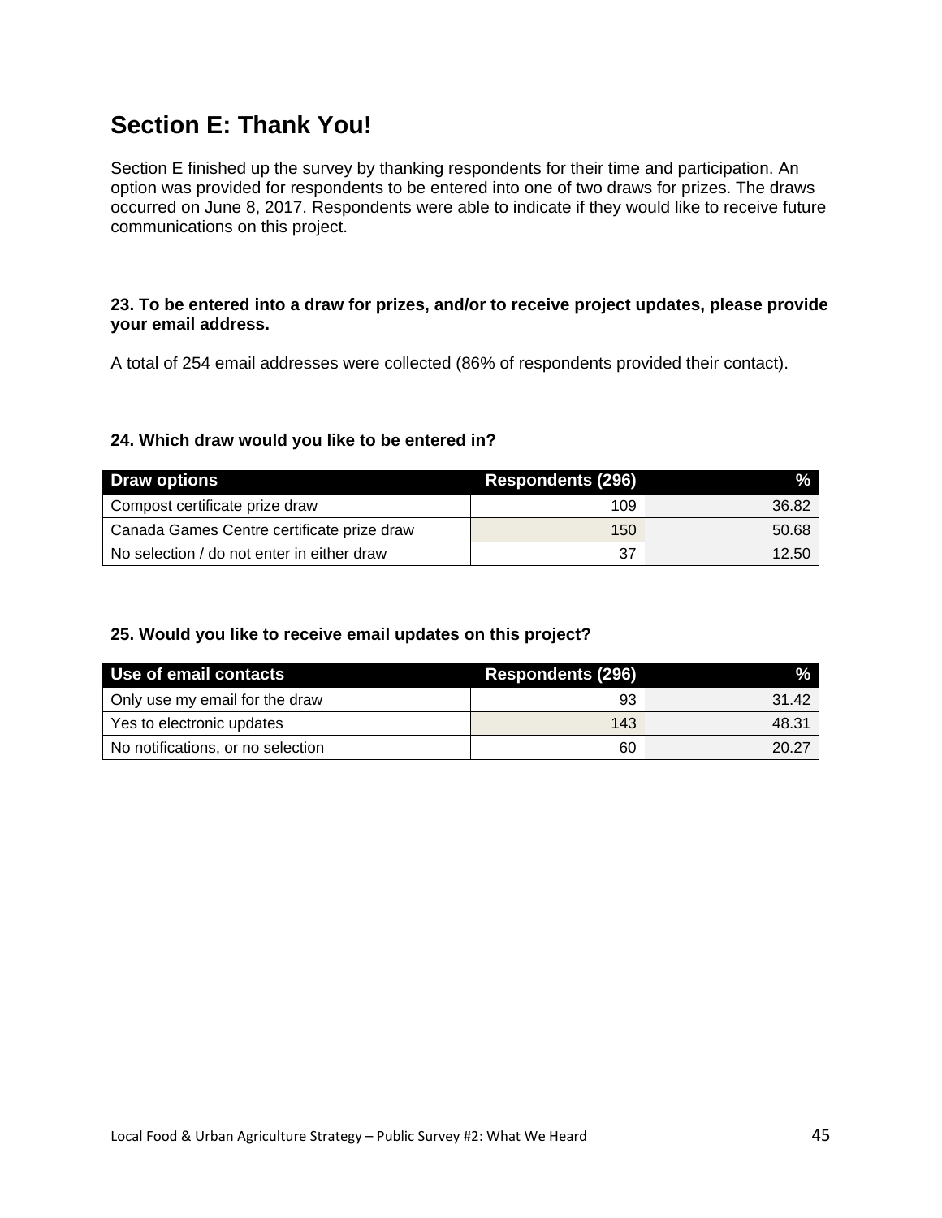## Section E: Thank You!

Section E finished up the survey by thanking respondents for their time and participation. An option was provided for respondents to be entered into one of two draws for prizes. The draws occurred on June 8, 2017. Respondents were able to indicate if they would like to receive future communications on this project.

**23. To be entered into a draw for prizes, and/or to receive project updates, please provide your email address.**

A total of 254 email addresses were collected (86% of respondents provided their contact).

**24. Which draw would you like to be entered in?**

| Draw options | Respondents (296) | % |
|---|---|---|
| Compost certificate prize draw | 109 | 36.82 |
| Canada Games Centre certificate prize draw | 150 | 50.68 |
| No selection / do not enter in either draw | 37 | 12.50 |

**25. Would you like to receive email updates on this project?**

| Use of email contacts | Respondents (296) | % |
|---|---|---|
| Only use my email for the draw | 93 | 31.42 |
| Yes to electronic updates | 143 | 48.31 |
| No notifications, or no selection | 60 | 20.27 |